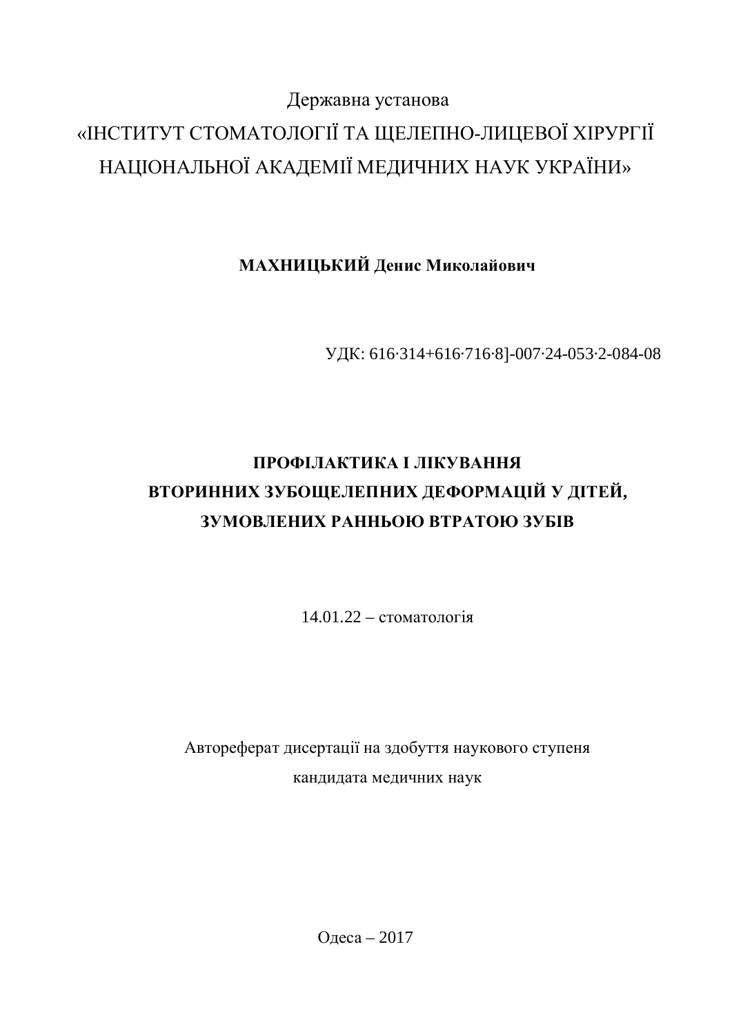Державна установа

«ІНСТИТУТ СТОМАТОЛОГІЇ ТА ЩЕЛЕПНО-ЛИЦЕВОЇ ХІРУРГІЇ НАЦІОНАЛЬНОЇ АКАДЕМІЇ МЕДИЧНИХ НАУК УКРАЇНИ»

**МАХНИЦЬКИЙ Денис Миколайович**

УДК: 616·314+616·716·8]-007·24-053·2-084-08

# ПРОФІЛАКТИКА І ЛІКУВАННЯ ВТОРИННИХ ЗУБОЩЕЛЕПНИХ ДЕФОРМАЦІЙ У ДІТЕЙ, ЗУМОВЛЕНИХ РАННЬОЮ ВТРАТОЮ ЗУБІВ

14.01.22 – стоматологія

Автореферат дисертації на здобуття наукового ступеня кандидата медичних наук

Одеса – 2017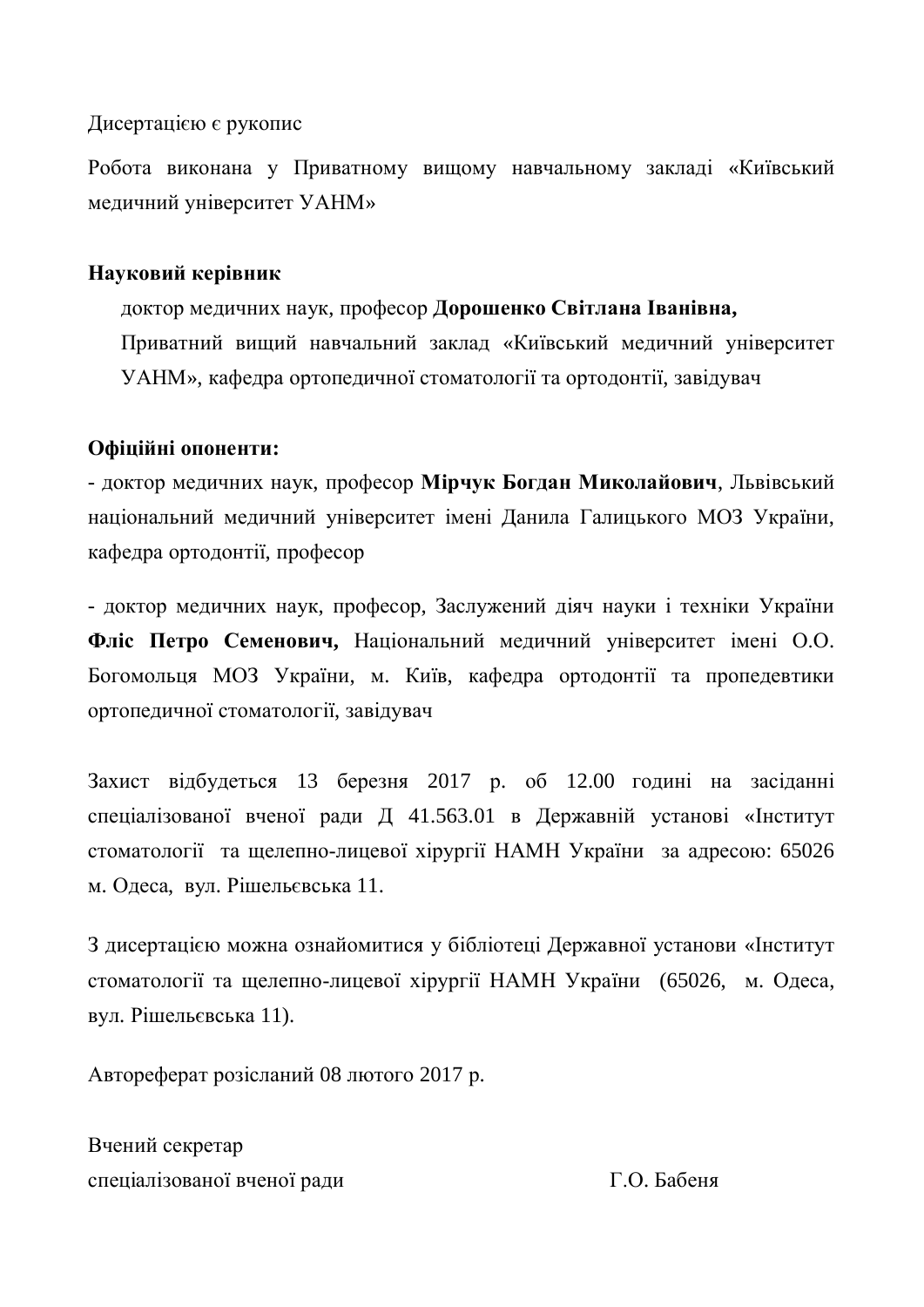Дисертацією є рукопис

Робота виконана у Приватному вищому навчальному закладі «Київський медичний університет УАНМ»

**Науковий керівник**

доктор медичних наук, професор **Дорошенко Світлана Іванівна,** Приватний вищий навчальний заклад «Київський медичний університет УАНМ», кафедра ортопедичної стоматології та ортодонтії, завідувач

**Офіційні опоненти:**

- доктор медичних наук, професор **Мірчук Богдан Миколайович**, Львівський національний медичний університет імені Данила Галицького МОЗ України, кафедра ортодонтії, професор

- доктор медичних наук, професор, Заслужений діяч науки і техніки України **Фліс Петро Семенович,** Національний медичний університет імені О.О. Богомольця МОЗ України, м. Київ, кафедра ортодонтії та пропедевтики ортопедичної стоматології, завідувач

Захист відбудеться 13 березня 2017 р. об 12.00 годині на засіданні спеціалізованої вченої ради Д 41.563.01 в Державній установі «Інститут стоматології та щелепно-лицевої хірургії НАМН України за адресою: 65026 м. Одеса, вул. Рішельєвська 11.

З дисертацією можна ознайомитися у бібліотеці Державної установи «Інститут стоматології та щелепно-лицевої хірургії НАМН України (65026, м. Одеса, вул. Рішельєвська 11).

Автореферат розісланий 08 лютого 2017 р.

Вчений секретар
спеціалізованої вченої ради Г.О. Бабеня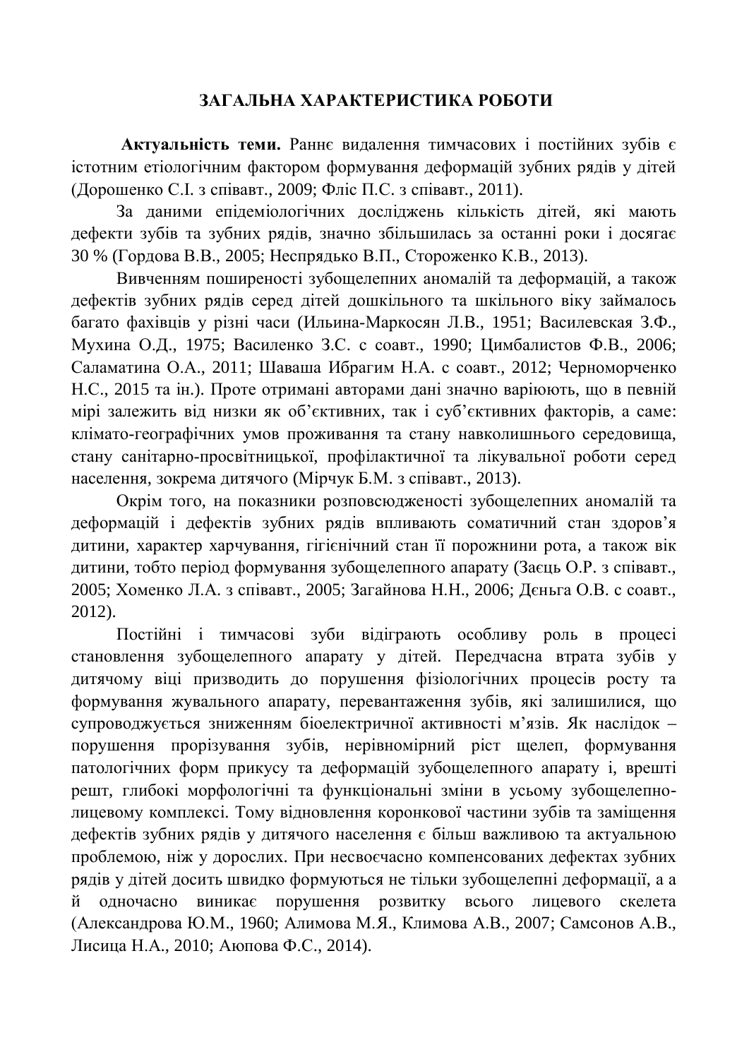## ЗАГАЛЬНА ХАРАКТЕРИСТИКА РОБОТИ

**Актуальність теми.** Раннє видалення тимчасових і постійних зубів є істотним етіологічним фактором формування деформацій зубних рядів у дітей (Дорошенко С.І. з співавт., 2009; Фліс П.С. з співавт., 2011).

За даними епідеміологічних досліджень кількість дітей, які мають дефекти зубів та зубних рядів, значно збільшилась за останні роки і досягає 30 % (Гордова В.В., 2005; Неспрядько В.П., Стороженко К.В., 2013).

Вивченням поширеності зубощелепних аномалій та деформацій, а також дефектів зубних рядів серед дітей дошкільного та шкільного віку займалось багато фахівців у різні часи (Ильина-Маркосян Л.В., 1951; Василевская З.Ф., Мухина О.Д., 1975; Василенко З.С. с соавт., 1990; Цимбалистов Ф.В., 2006; Саламатина О.А., 2011; Шаваша Ибрагим Н.А. с соавт., 2012; Черноморченко Н.С., 2015 та ін.). Проте отримані авторами дані значно варіюють, що в певній мірі залежить від низки як об'єктивних, так і суб'єктивних факторів, а саме: клімато-географічних умов проживання та стану навколишнього середовища, стану санітарно-просвітницької, профілактичної та лікувальної роботи серед населення, зокрема дитячого (Мірчук Б.М. з співавт., 2013).

Окрім того, на показники розповсюдженості зубощелепних аномалій та деформацій і дефектів зубних рядів впливають соматичний стан здоров'я дитини, характер харчування, гігієнічний стан її порожнини рота, а також вік дитини, тобто період формування зубощелепного апарату (Заєць О.Р. з співавт., 2005; Хоменко Л.А. з співавт., 2005; Загайнова Н.Н., 2006; Дєньга О.В. с соавт., 2012).

Постійні і тимчасові зуби відіграють особливу роль в процесі становлення зубощелепного апарату у дітей. Передчасна втрата зубів у дитячому віці призводить до порушення фізіологічних процесів росту та формування жувального апарату, перевантаження зубів, які залишилися, що супроводжується зниженням біоелектричної активності м'язів. Як наслідок – порушення прорізування зубів, нерівномірний ріст щелеп, формування патологічних форм прикусу та деформацій зубощелепного апарату і, врешті решт, глибокі морфологічні та функціональні зміни в усьому зубощелепно-лицевому комплексі. Тому відновлення коронкової частини зубів та заміщення дефектів зубних рядів у дитячого населення є більш важливою та актуальною проблемою, ніж у дорослих. При несвоєчасно компенсованих дефектах зубних рядів у дітей досить швидко формуються не тільки зубощелепні деформації, а а й одночасно виникає порушення розвитку всього лицевого скелета (Александрова Ю.М., 1960; Алимова М.Я., Климова А.В., 2007; Самсонов А.В., Лисица Н.А., 2010; Аюпова Ф.С., 2014).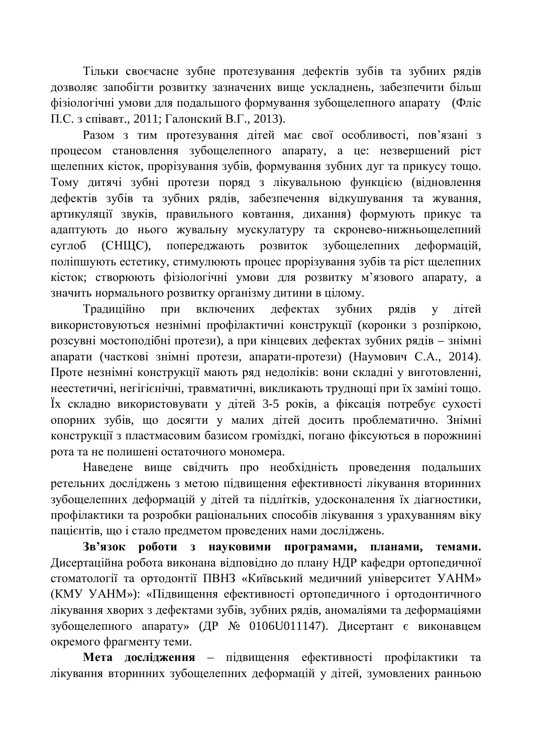Тільки своєчасне зубне протезування дефектів зубів та зубних рядів дозволяє запобігти розвитку зазначених вище ускладнень, забезпечити більш фізіологічні умови для подальшого формування зубощелепного апарату (Фліс П.С. з співавт., 2011; Галонский В.Г., 2013).

Разом з тим протезування дітей має свої особливості, пов'язані з процесом становлення зубощелепного апарату, а це: незвершений ріст щелепних кісток, прорізування зубів, формування зубних дуг та прикусу тощо. Тому дитячі зубні протези поряд з лікувальною функцією (відновлення дефектів зубів та зубних рядів, забезпечення відкушування та жування, артикуляції звуків, правильного ковтання, дихання) формують прикус та адаптують до нього жувальну мускулатуру та скронево-нижньощелепний суглоб (СНЩС), попереджають розвиток зубощелепних деформацій, поліпшують естетику, стимулюють процес прорізування зубів та ріст щелепних кісток; створюють фізіологічні умови для розвитку м'язового апарату, а значить нормального розвитку організму дитини в цілому.

Традиційно при включених дефектах зубних рядів у дітей використовуються незнімні профілактичні конструкції (коронки з розпіркою, розсувні мостоподібні протези), а при кінцевих дефектах зубних рядів – знімні апарати (часткові знімні протези, апарати-протези) (Наумович С.А., 2014). Проте незнімні конструкції мають ряд недоліків: вони складні у виготовленні, неестетичні, негігієнічні, травматичні, викликають труднощі при їх заміні тощо. Їх складно використовувати у дітей 3-5 років, а фіксація потребує сухості опорних зубів, що досягти у малих дітей досить проблематично. Знімні конструкції з пластмасовим базисом громіздкі, погано фіксуються в порожнині рота та не полишені остаточного мономера.

Наведене вище свідчить про необхідність проведення подальших ретельних досліджень з метою підвищення ефективності лікування вторинних зубощелепних деформацій у дітей та підлітків, удосконалення їх діагностики, профілактики та розробки раціональних способів лікування з урахуванням віку пацієнтів, що і стало предметом проведених нами досліджень.

**Зв'язок роботи з науковими програмами, планами, темами.** Дисертаційна робота виконана відповідно до плану НДР кафедри ортопедичної стоматології та ортодонтії ПВНЗ «Київський медичний університет УАНМ» (КМУ УАНМ»): «Підвищення ефективності ортопедичного і ортодонтичного лікування хворих з дефектами зубів, зубних рядів, аномаліями та деформаціями зубощелепного апарату» (ДР № 0106U011147). Дисертант є виконавцем окремого фрагменту теми.

**Мета дослідження** – підвищення ефективності профілактики та лікування вторинних зубощелепних деформацій у дітей, зумовлених ранньою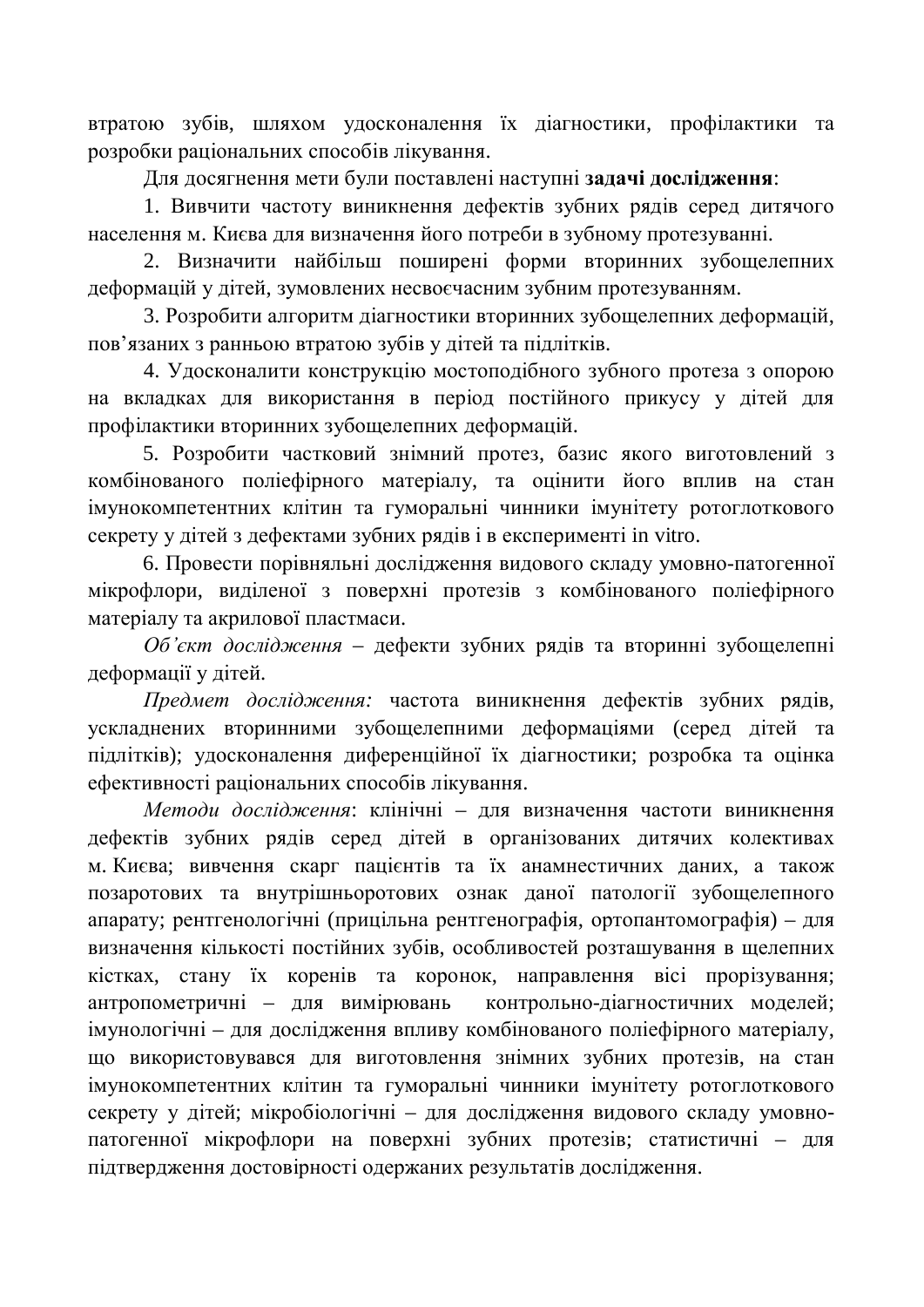втратою зубів, шляхом удосконалення їх діагностики, профілактики та розробки раціональних способів лікування.

Для досягнення мети були поставлені наступні **задачі дослідження**:

1. Вивчити частоту виникнення дефектів зубних рядів серед дитячого населення м. Києва для визначення його потреби в зубному протезуванні.

2. Визначити найбільш поширені форми вторинних зубощелепних деформацій у дітей, зумовлених несвоєчасним зубним протезуванням.

3. Розробити алгоритм діагностики вторинних зубощелепних деформацій, пов'язаних з ранньою втратою зубів у дітей та підлітків.

4. Удосконалити конструкцію мостоподібного зубного протеза з опорою на вкладках для використання в період постійного прикусу у дітей для профілактики вторинних зубощелепних деформацій.

5. Розробити частковий знімний протез, базис якого виготовлений з комбінованого поліефірного матеріалу, та оцінити його вплив на стан імунокомпетентних клітин та гуморальні чинники імунітету ротоглоткового секрету у дітей з дефектами зубних рядів і в експерименті in vitro.

6. Провести порівняльні дослідження видового складу умовно-патогенної мікрофлори, виділеної з поверхні протезів з комбінованого поліефірного матеріалу та акрилової пластмаси.

*Об'єкт дослідження* – дефекти зубних рядів та вторинні зубощелепні деформації у дітей.

*Предмет дослідження:* частота виникнення дефектів зубних рядів, ускладнених вторинними зубощелепними деформаціями (серед дітей та підлітків); удосконалення диференційної їх діагностики; розробка та оцінка ефективності раціональних способів лікування.

*Методи дослідження*: клінічні – для визначення частоти виникнення дефектів зубних рядів серед дітей в організованих дитячих колективах м. Києва; вивчення скарг пацієнтів та їх анамнестичних даних, а також позаротових та внутрішньоротових ознак даної патології зубощелепного апарату; рентгенологічні (прицільна рентгенографія, ортопантомографія) – для визначення кількості постійних зубів, особливостей розташування в щелепних кістках, стану їх коренів та коронок, направлення вісі прорізування; антропометричні – для вимірювань контрольно-діагностичних моделей; імунологічні – для дослідження впливу комбінованого поліефірного матеріалу, що використовувався для виготовлення знімних зубних протезів, на стан імунокомпетентних клітин та гуморальні чинники імунітету ротоглоткового секрету у дітей; мікробіологічні – для дослідження видового складу умовно-патогенної мікрофлори на поверхні зубних протезів; статистичні – для підтвердження достовірності одержаних результатів дослідження.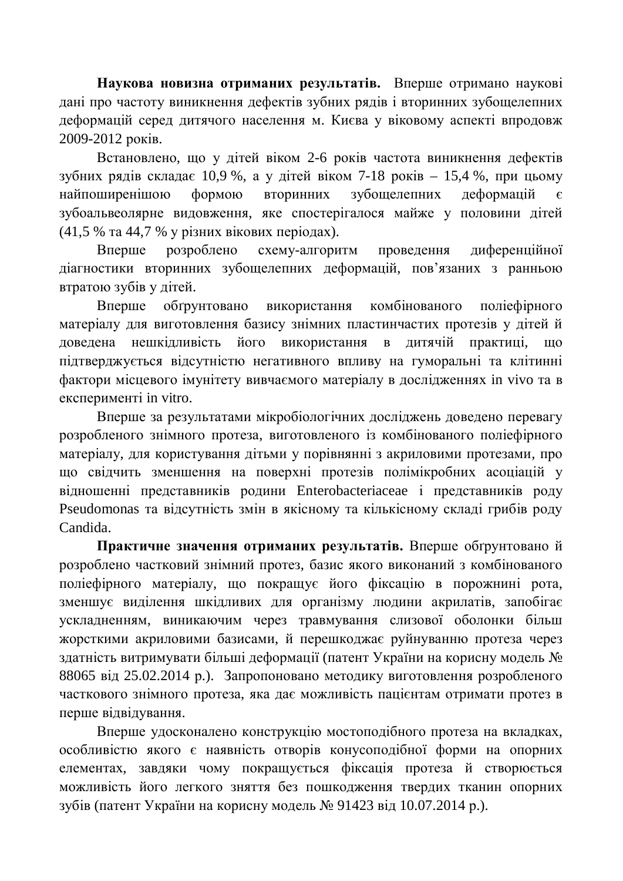**Наукова новизна отриманих результатів.** Вперше отримано наукові дані про частоту виникнення дефектів зубних рядів і вторинних зубощелепних деформацій серед дитячого населення м. Києва у віковому аспекті впродовж 2009-2012 років.

Встановлено, що у дітей віком 2-6 років частота виникнення дефектів зубних рядів складає 10,9 %, а у дітей віком 7-18 років – 15,4 %, при цьому найпоширенішою формою вторинних зубощелепних деформацій є зубоальвеолярне видовження, яке спостерігалося майже у половини дітей (41,5 % та 44,7 % у різних вікових періодах).

Вперше розроблено схему-алгоритм проведення диференційної діагностики вторинних зубощелепних деформацій, пов’язаних з ранньою втратою зубів у дітей.

Вперше обґрунтовано використання комбінованого поліефірного матеріалу для виготовлення базису знімних пластинчастих протезів у дітей й доведена нешкідливість його використання в дитячій практиці, що підтверджується відсутністю негативного впливу на гуморальні та клітинні фактори місцевого імунітету вивчаємого матеріалу в дослідженнях in vivo та в експерименті in vitro.

Вперше за результатами мікробіологічних досліджень доведено перевагу розробленого знімного протеза, виготовленого із комбінованого поліефірного матеріалу, для користування дітьми у порівнянні з акриловими протезами, про що свідчить зменшення на поверхні протезів полімікробних асоціацій у відношенні представників родини Enterobacteriaceae і представників роду Pseudomonas та відсутність змін в якісному та кількісному складі грибів роду Candida.

**Практичне значення отриманих результатів.** Вперше обґрунтовано й розроблено частковий знімний протез, базис якого виконаний з комбінованого поліефірного матеріалу, що покращує його фіксацію в порожнині рота, зменшує виділення шкідливих для організму людини акрилатів, запобігає ускладненням, виникаючим через травмування слизової оболонки більш жорсткими акриловими базисами, й перешкоджає руйнуванню протеза через здатність витримувати більші деформації (патент України на корисну модель № 88065 від 25.02.2014 р.). Запропоновано методику виготовлення розробленого часткового знімного протеза, яка дає можливість пацієнтам отримати протез в перше відвідування.

Вперше удосконалено конструкцію мостоподібного протеза на вкладках, особливістю якого є наявність отворів конусоподібної форми на опорних елементах, завдяки чому покращується фіксація протеза й створюється можливість його легкого зняття без пошкодження твердих тканин опорних зубів (патент України на корисну модель № 91423 від 10.07.2014 р.).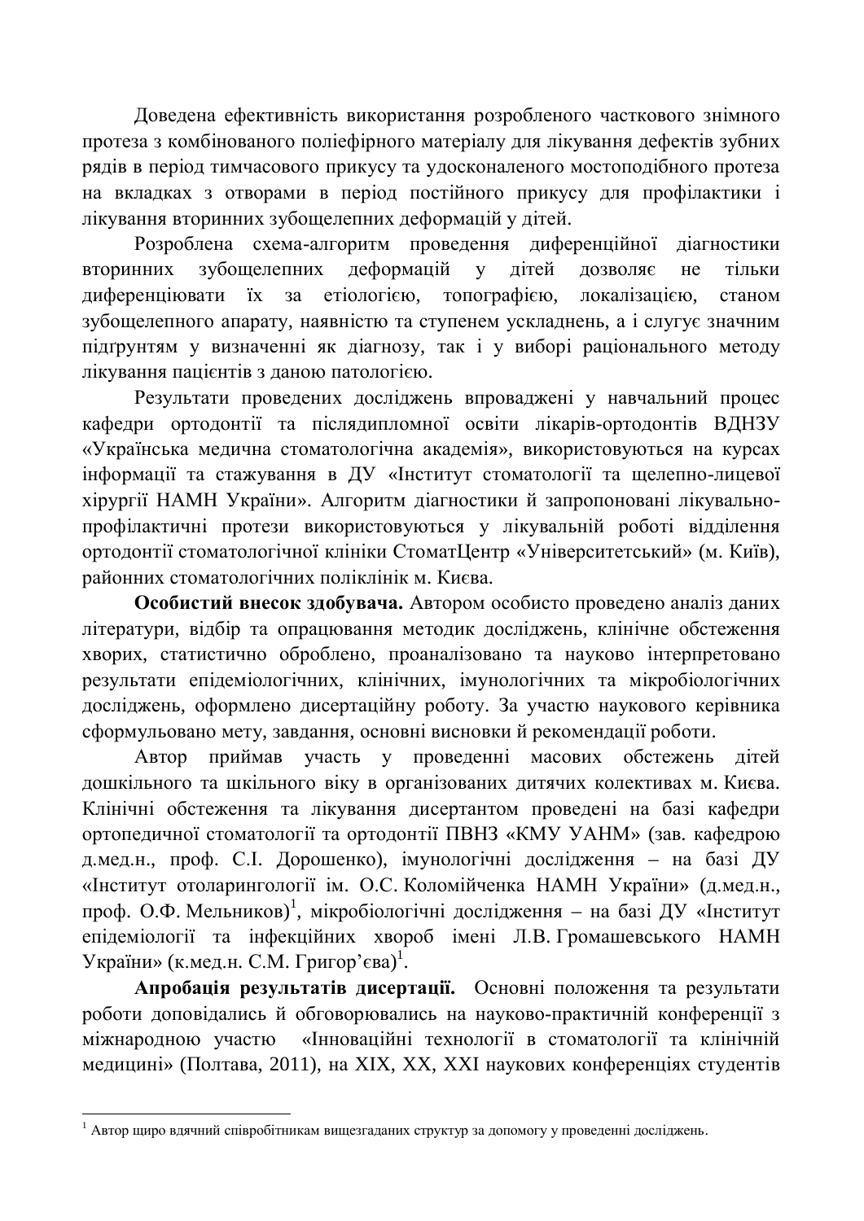Доведена ефективність використання розробленого часткового знімного протеза з комбінованого поліефірного матеріалу для лікування дефектів зубних рядів в період тимчасового прикусу та удосконаленого мостоподібного протеза на вкладках з отворами в період постійного прикусу для профілактики і лікування вторинних зубощелепних деформацій у дітей.

Розроблена схема-алгоритм проведення диференційної діагностики вторинних зубощелепних деформацій у дітей дозволяє не тільки диференціювати їх за етіологією, топографією, локалізацією, станом зубощелепного апарату, наявністю та ступенем ускладнень, а і слугує значним підґрунтям у визначенні як діагнозу, так і у виборі раціонального методу лікування пацієнтів з даною патологією.

Результати проведених досліджень впроваджені у навчальний процес кафедри ортодонтії та післядипломної освіти лікарів-ортодонтів ВДНЗУ «Українська медична стоматологічна академія», використовуються на курсах інформації та стажування в ДУ «Інститут стоматології та щелепно-лицевої хірургії НАМН України». Алгоритм діагностики й запропоновані лікувально-профілактичні протези використовуються у лікувальній роботі відділення ортодонтії стоматологічної клініки СтоматЦентр «Університетський» (м. Київ), районних стоматологічних поліклінік м. Києва.

**Особистий внесок здобувача.** Автором особисто проведено аналіз даних літератури, відбір та опрацювання методик досліджень, клінічне обстеження хворих, статистично оброблено, проаналізовано та науково інтерпретовано результати епідеміологічних, клінічних, імунологічних та мікробіологічних досліджень, оформлено дисертаційну роботу. За участю наукового керівника сформульовано мету, завдання, основні висновки й рекомендації роботи.

Автор приймав участь у проведенні масових обстежень дітей дошкільного та шкільного віку в організованих дитячих колективах м. Києва. Клінічні обстеження та лікування дисертантом проведені на базі кафедри ортопедичної стоматології та ортодонтії ПВНЗ «КМУ УАНМ» (зав. кафедрою д.мед.н., проф. С.І. Дорошенко), імунологічні дослідження – на базі ДУ «Інститут отоларингології ім. О.С. Коломійченка НАМН України» (д.мед.н., проф. О.Ф. Мельников)[1], мікробіологічні дослідження – на базі ДУ «Інститут епідеміології та інфекційних хвороб імені Л.В. Громашевського НАМН України» (к.мед.н. С.М. Григор'єва)[1].

**Апробація результатів дисертації.** Основні положення та результати роботи доповідались й обговорювались на науково-практичній конференції з міжнародною участю «Інноваційні технології в стоматології та клінічній медицині» (Полтава, 2011), на XIX, XX, XXI наукових конференціях студентів

---

[1] Автор щиро вдячний співробітникам вищезгаданих структур за допомогу у проведенні досліджень.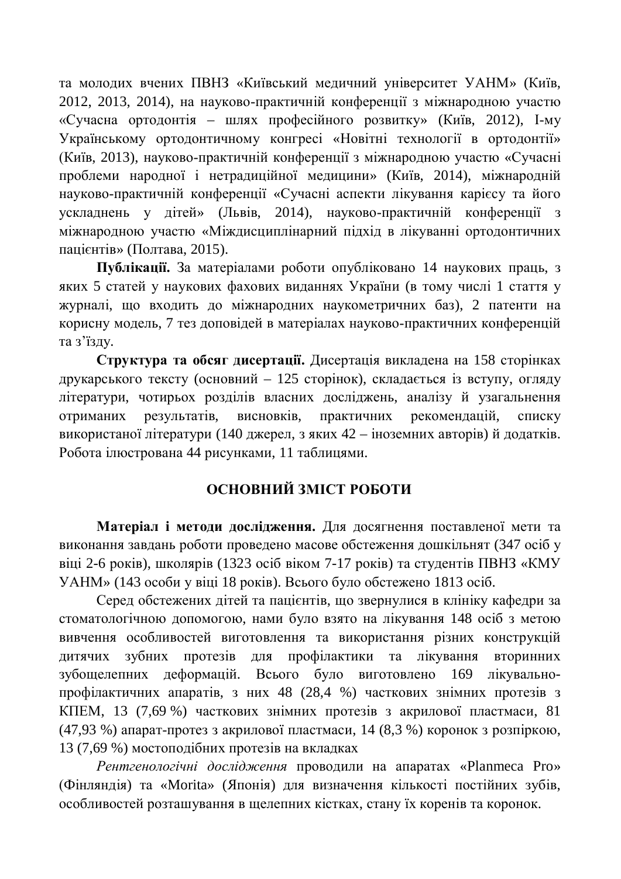та молодих вчених ПВНЗ «Київський медичний університет УАНМ» (Київ, 2012, 2013, 2014), на науково-практичній конференції з міжнародною участю «Сучасна ортодонтія – шлях професійного розвитку» (Київ, 2012), І-му Українському ортодонтичному конгресі «Новітні технології в ортодонтії» (Київ, 2013), науково-практичній конференції з міжнародною участю «Сучасні проблеми народної і нетрадиційної медицини» (Київ, 2014), міжнародній науково-практичній конференції «Сучасні аспекти лікування карієсу та його ускладнень у дітей» (Львів, 2014), науково-практичній конференції з міжнародною участю «Міждисциплінарний підхід в лікуванні ортодонтичних пацієнтів» (Полтава, 2015).

**Публікації.** За матеріалами роботи опубліковано 14 наукових праць, з яких 5 статей у наукових фахових виданнях України (в тому числі 1 стаття у журналі, що входить до міжнародних наукометричних баз), 2 патенти на корисну модель, 7 тез доповідей в матеріалах науково-практичних конференцій та з'їзду.

**Структура та обсяг дисертації.** Дисертація викладена на 158 сторінках друкарського тексту (основний – 125 сторінок), складається із вступу, огляду літератури, чотирьох розділів власних досліджень, аналізу й узагальнення отриманих результатів, висновків, практичних рекомендацій, списку використаної літератури (140 джерел, з яких 42 – іноземних авторів) й додатків. Робота ілюстрована 44 рисунками, 11 таблицями.

## ОСНОВНИЙ ЗМІСТ РОБОТИ

**Матеріал і методи дослідження.** Для досягнення поставленої мети та виконання завдань роботи проведено масове обстеження дошкільнят (347 осіб у віці 2-6 років), школярів (1323 осіб віком 7-17 років) та студентів ПВНЗ «КМУ УАНМ» (143 особи у віці 18 років). Всього було обстежено 1813 осіб.

Серед обстежених дітей та пацієнтів, що звернулися в клініку кафедри за стоматологічною допомогою, нами було взято на лікування 148 осіб з метою вивчення особливостей виготовлення та використання різних конструкцій дитячих зубних протезів для профілактики та лікування вторинних зубощелепних деформацій. Всього було виготовлено 169 лікувально-профілактичних апаратів, з них 48 (28,4 %) часткових знімних протезів з КПЕМ, 13 (7,69 %) часткових знімних протезів з акрилової пластмаси, 81 (47,93 %) апарат-протез з акрилової пластмаси, 14 (8,3 %) коронок з розпіркою, 13 (7,69 %) мостоподібних протезів на вкладках

*Рентгенологічні дослідження* проводили на апаратах «Planmeca Pro» (Фінляндія) та «Morita» (Японія) для визначення кількості постійних зубів, особливостей розташування в щелепних кістках, стану їх коренів та коронок.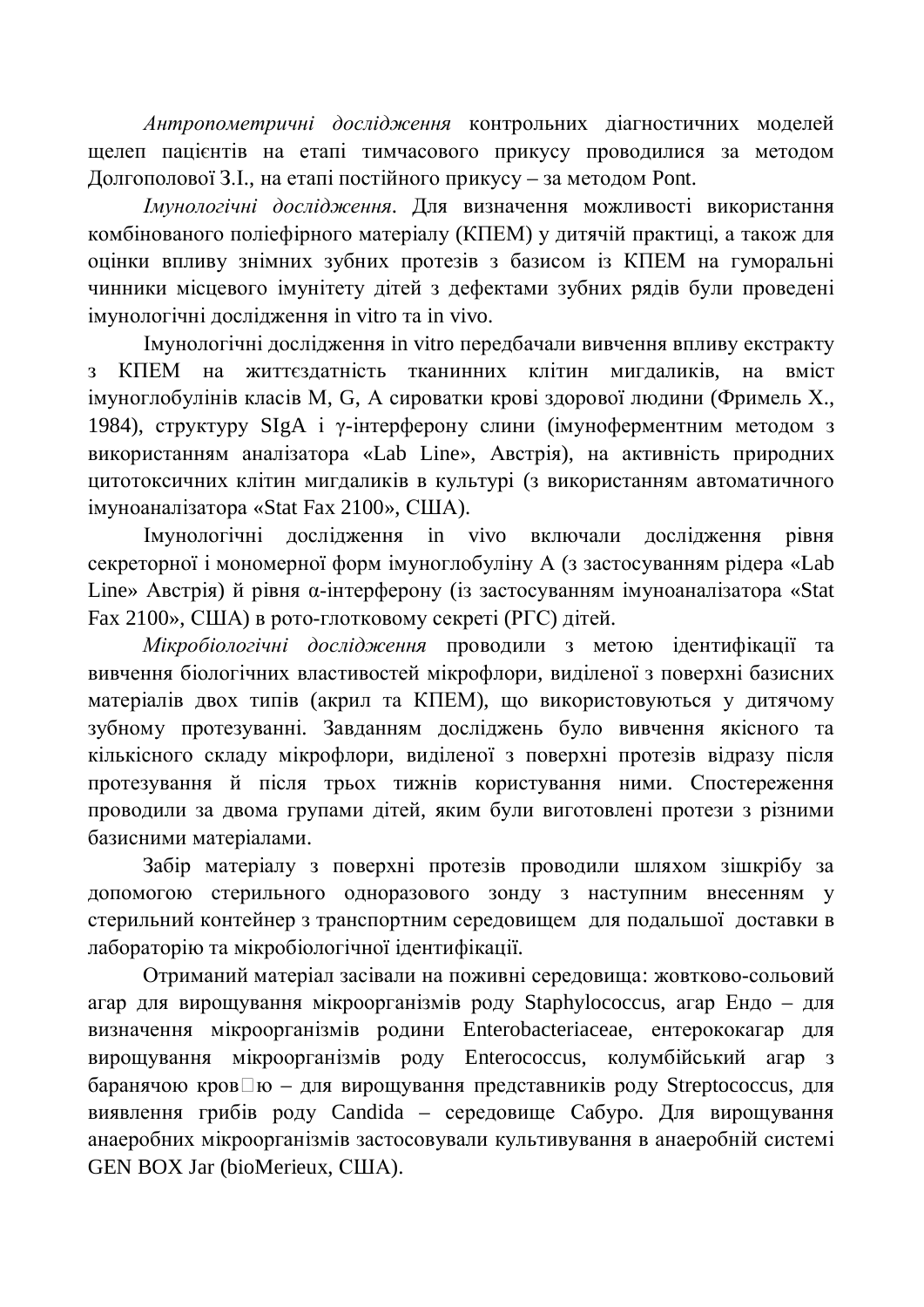*Антропометричні дослідження* контрольних діагностичних моделей щелеп пацієнтів на етапі тимчасового прикусу проводилися за методом Долгополової З.І., на етапі постійного прикусу – за методом Pont.

*Імунологічні дослідження*. Для визначення можливості використання комбінованого поліефірного матеріалу (КПЕМ) у дитячій практиці, а також для оцінки впливу знімних зубних протезів з базисом із КПЕМ на гуморальні чинники місцевого імунітету дітей з дефектами зубних рядів були проведені імунологічні дослідження in vitro та in vivo.

Імунологічні дослідження in vitro передбачали вивчення впливу екстракту з КПЕМ на життєздатність тканинних клітин мигдаликів, на вміст імуноглобулінів класів M, G, A сироватки крові здорової людини (Фримель Х., 1984), структуру SIgA і γ-інтерферону слини (імуноферментним методом з використанням аналізатора «Lab Line», Австрія), на активність природних цитотоксичних клітин мигдаликів в культурі (з використанням автоматичного імуноаналізатора «Stat Fax 2100», США).

Імунологічні дослідження in vivo включали дослідження рівня секреторної і мономерної форм імуноглобуліну А (з застосуванням рідера «Lab Line» Австрія) й рівня α-інтерферону (із застосуванням імуноаналізатора «Stat Fax 2100», США) в рото-глотковому секреті (РГС) дітей.

*Мікробіологічні дослідження* проводили з метою ідентифікації та вивчення біологічних властивостей мікрофлори, виділеної з поверхні базисних матеріалів двох типів (акрил та КПЕМ), що використовуються у дитячому зубному протезуванні. Завданням досліджень було вивчення якісного та кількісного складу мікрофлори, виділеної з поверхні протезів відразу після протезування й після трьох тижнів користування ними. Спостереження проводили за двома групами дітей, яким були виготовлені протези з різними базисними матеріалами.

Забір матеріалу з поверхні протезів проводили шляхом зішкрібу за допомогою стерильного одноразового зонду з наступним внесенням у стерильний контейнер з транспортним середовищем для подальшої доставки в лабораторію та мікробіологічної ідентифікації.

Отриманий матеріал засівали на поживні середовища: жовтково-сольовий агар для вирощування мікроорганізмів роду Staphylococcus, агар Ендо – для визначення мікроорганізмів родини Enterobacteriaceae, ентерококагар для вирощування мікроорганізмів роду Enterococcus, колумбійський агар з баранячою кров'ю – для вирощування представників роду Streptococcus, для виявлення грибів роду Candida – середовище Сабуро. Для вирощування анаеробних мікроорганізмів застосовували культивування в анаеробній системі GEN BOX Jar (bioMerieux, США).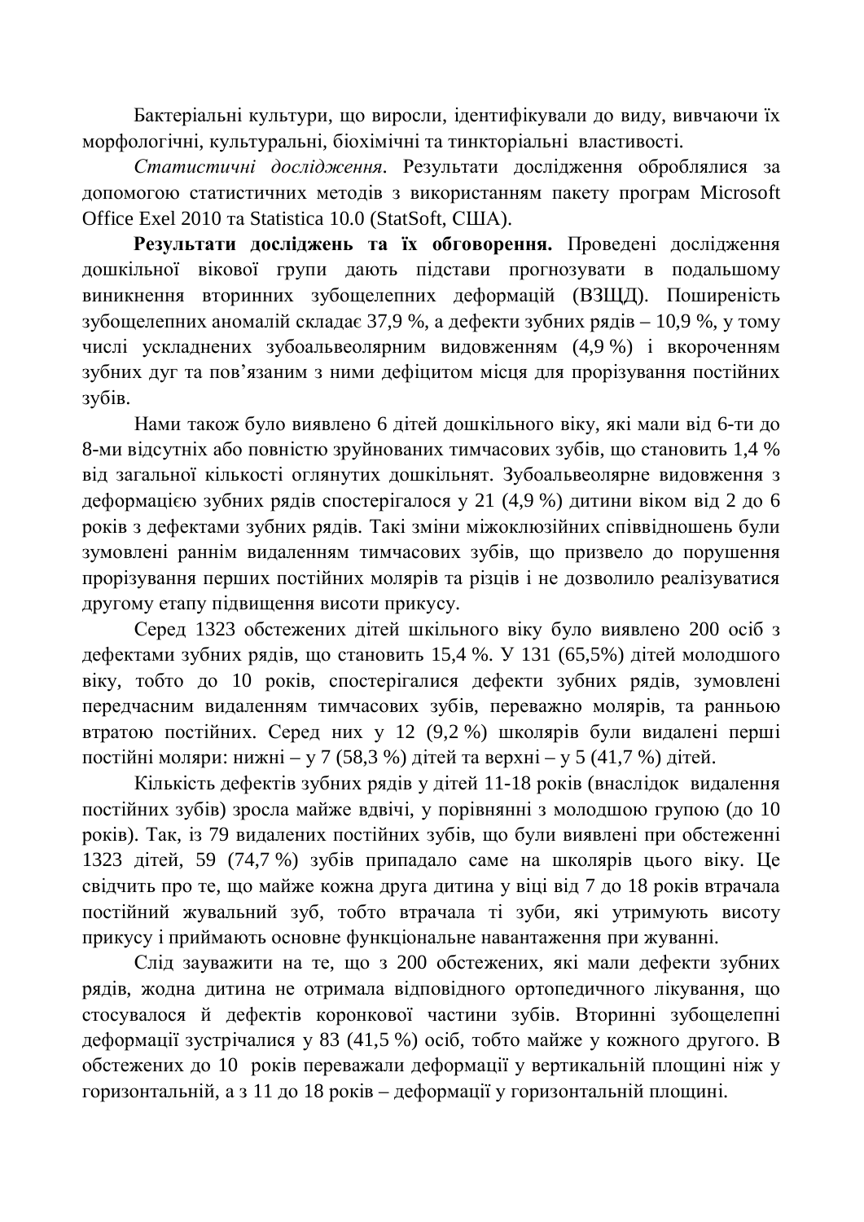Бактеріальні культури, що виросли, ідентифікували до виду, вивчаючи їх морфологічні, культуральні, біохімічні та тинкторіальні властивості.

*Статистичні дослідження*. Результати дослідження оброблялися за допомогою статистичних методів з використанням пакету програм Microsoft Office Exel 2010 та Statistica 10.0 (StatSoft, США).

**Результати досліджень та їх обговорення.** Проведені дослідження дошкільної вікової групи дають підстави прогнозувати в подальшому виникнення вторинних зубощелепних деформацій (ВЗЩД). Поширеність зубощелепних аномалій складає 37,9 %, а дефекти зубних рядів – 10,9 %, у тому числі ускладнених зубоальвеолярним видовженням (4,9 %) і вкороченням зубних дуг та пов'язаним з ними дефіцитом місця для прорізування постійних зубів.

Нами також було виявлено 6 дітей дошкільного віку, які мали від 6-ти до 8-ми відсутніх або повністю зруйнованих тимчасових зубів, що становить 1,4 % від загальної кількості оглянутих дошкільнят. Зубоальвеолярне видовження з деформацією зубних рядів спостерігалося у 21 (4,9 %) дитини віком від 2 до 6 років з дефектами зубних рядів. Такі зміни міжоклюзійних співвідношень були зумовлені раннім видаленням тимчасових зубів, що призвело до порушення прорізування перших постійних молярів та різців і не дозволило реалізуватися другому етапу підвищення висоти прикусу.

Серед 1323 обстежених дітей шкільного віку було виявлено 200 осіб з дефектами зубних рядів, що становить 15,4 %. У 131 (65,5%) дітей молодшого віку, тобто до 10 років, спостерігалися дефекти зубних рядів, зумовлені передчасним видаленням тимчасових зубів, переважно молярів, та ранньою втратою постійних. Серед них у 12 (9,2 %) школярів були видалені перші постійні моляри: нижні – у 7 (58,3 %) дітей та верхні – у 5 (41,7 %) дітей.

Кількість дефектів зубних рядів у дітей 11-18 років (внаслідок видалення постійних зубів) зросла майже вдвічі, у порівнянні з молодшою групою (до 10 років). Так, із 79 видалених постійних зубів, що були виявлені при обстеженні 1323 дітей, 59 (74,7 %) зубів припадало саме на школярів цього віку. Це свідчить про те, що майже кожна друга дитина у віці від 7 до 18 років втрачала постійний жувальний зуб, тобто втрачала ті зуби, які утримують висоту прикусу і приймають основне функціональне навантаження при жуванні.

Слід зауважити на те, що з 200 обстежених, які мали дефекти зубних рядів, жодна дитина не отримала відповідного ортопедичного лікування, що стосувалося й дефектів коронкової частини зубів. Вторинні зубощелепні деформації зустрічалися у 83 (41,5 %) осіб, тобто майже у кожного другого. В обстежених до 10 років переважали деформації у вертикальній площині ніж у горизонтальній, а з 11 до 18 років – деформації у горизонтальній площині.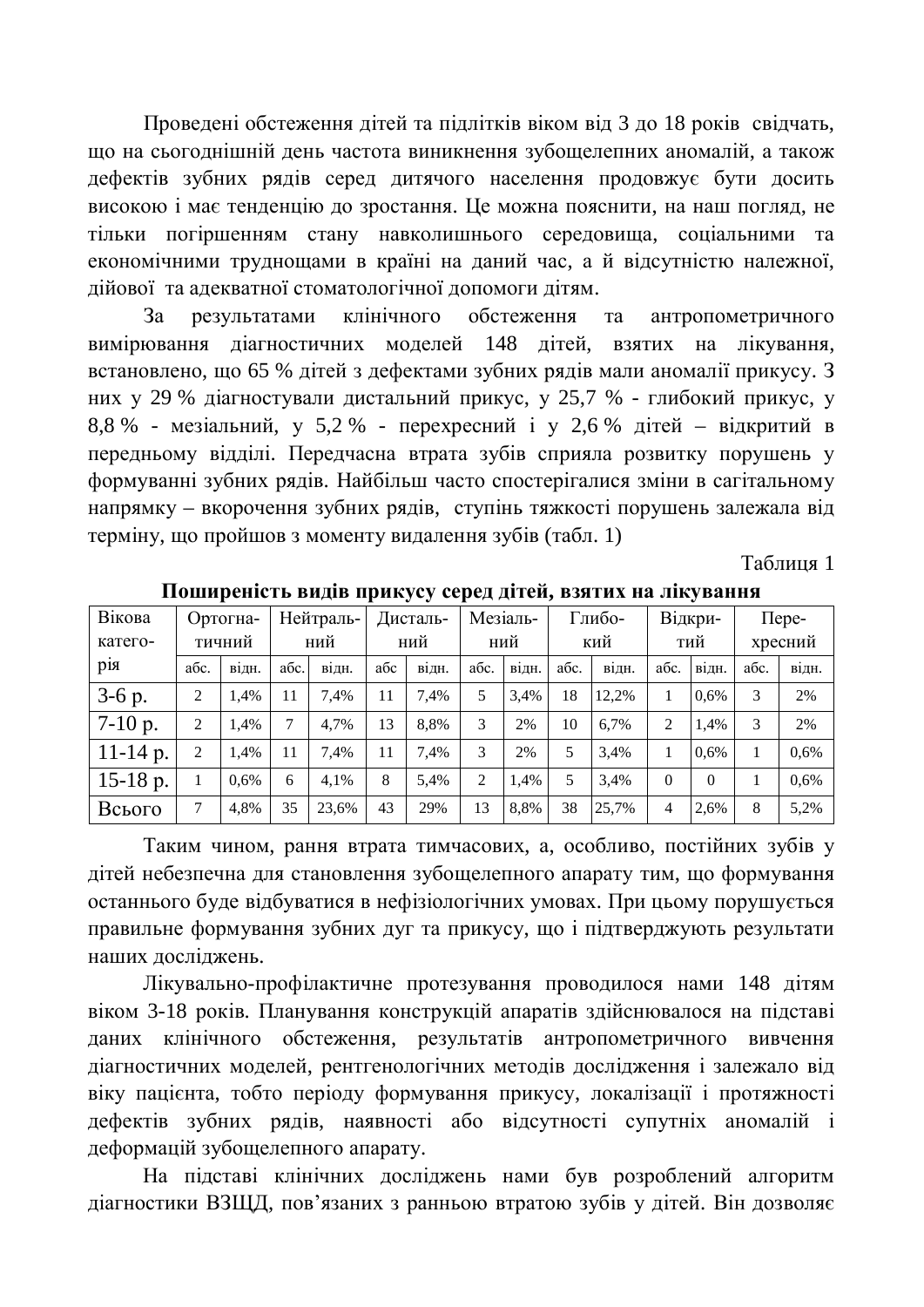Проведені обстеження дітей та підлітків віком від 3 до 18 років свідчать, що на сьогоднішній день частота виникнення зубощелепних аномалій, а також дефектів зубних рядів серед дитячого населення продовжує бути досить високою і має тенденцію до зростання. Це можна пояснити, на наш погляд, не тільки погіршенням стану навколишнього середовища, соціальними та економічними труднощами в країні на даний час, а й відсутністю належної, дійової та адекватної стоматологічної допомоги дітям.

За результатами клінічного обстеження та антропометричного вимірювання діагностичних моделей 148 дітей, взятих на лікування, встановлено, що 65 % дітей з дефектами зубних рядів мали аномалії прикусу. З них у 29 % діагностували дистальний прикус, у 25,7 % - глибокий прикус, у 8,8 % - мезіальний, у 5,2 % - перехресний і у 2,6 % дітей – відкритий в передньому відділі. Передчасна втрата зубів сприяла розвитку порушень у формуванні зубних рядів. Найбільш часто спостерігалися зміни в сагітальному напрямку – вкорочення зубних рядів, ступінь тяжкості порушень залежала від терміну, що пройшов з моменту видалення зубів (табл. 1)

Таблиця 1

**Поширеність видів прикусу серед дітей, взятих на лікування**

| Вікова категорія | Ортогнатичний | | Нейтральний | | Дистальний | | Мезіальний | | Глибокий | | Відкритий | | Перехресний | |
|---|---|---|---|---|---|---|---|---|---|---|---|---|---|---|
| | абс. | відн. | абс. | відн. | абс | відн. | абс. | відн. | абс. | відн. | абс. | відн. | абс. | відн. |
| 3-6 р. | 2 | 1,4% | 11 | 7,4% | 11 | 7,4% | 5 | 3,4% | 18 | 12,2% | 1 | 0,6% | 3 | 2% |
| 7-10 р. | 2 | 1,4% | 7 | 4,7% | 13 | 8,8% | 3 | 2% | 10 | 6,7% | 2 | 1,4% | 3 | 2% |
| 11-14 р. | 2 | 1,4% | 11 | 7,4% | 11 | 7,4% | 3 | 2% | 5 | 3,4% | 1 | 0,6% | 1 | 0,6% |
| 15-18 р. | 1 | 0,6% | 6 | 4,1% | 8 | 5,4% | 2 | 1,4% | 5 | 3,4% | 0 | 0 | 1 | 0,6% |
| Всього | 7 | 4,8% | 35 | 23,6% | 43 | 29% | 13 | 8,8% | 38 | 25,7% | 4 | 2,6% | 8 | 5,2% |

Таким чином, рання втрата тимчасових, а, особливо, постійних зубів у дітей небезпечна для становлення зубощелепного апарату тим, що формування останнього буде відбуватися в нефізіологічних умовах. При цьому порушується правильне формування зубних дуг та прикусу, що і підтверджують результати наших досліджень.

Лікувально-профілактичне протезування проводилося нами 148 дітям віком 3-18 років. Планування конструкцій апаратів здійснювалося на підставі даних клінічного обстеження, результатів антропометричного вивчення діагностичних моделей, рентгенологічних методів дослідження і залежало від віку пацієнта, тобто періоду формування прикусу, локалізації і протяжності дефектів зубних рядів, наявності або відсутності супутніх аномалій і деформацій зубощелепного апарату.

На підставі клінічних досліджень нами був розроблений алгоритм діагностики ВЗЩД, пов'язаних з ранньою втратою зубів у дітей. Він дозволяє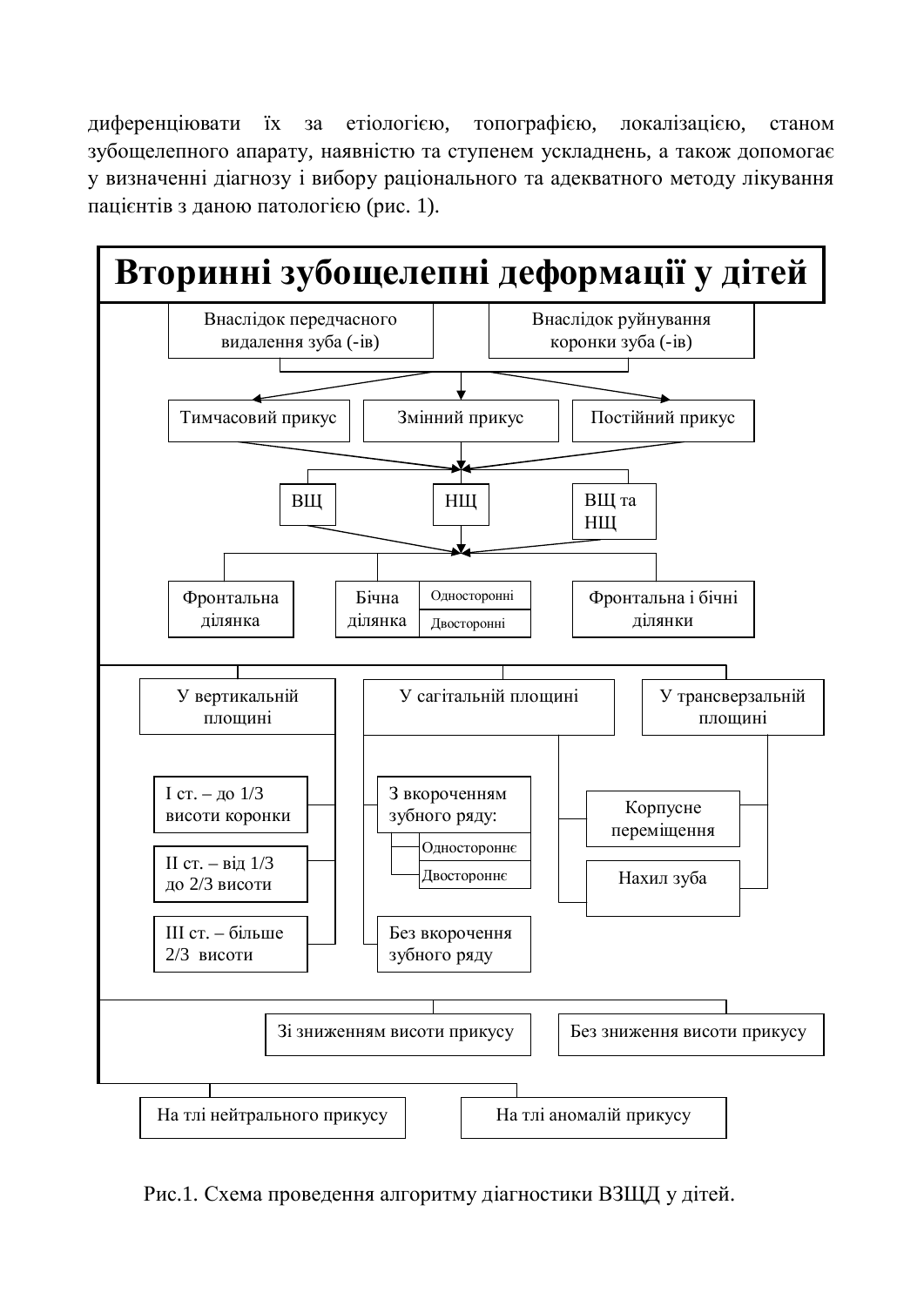диференціювати їх за етіологією, топографією, локалізацією, станом зубощелепного апарату, наявністю та ступенем ускладнень, а також допомагає у визначенні діагнозу і вибору раціонального та адекватного методу лікування пацієнтів з даною патологією (рис. 1).

**Вторинні зубощелепні деформації у дітей**

- Внаслідок передчасного видалення зуба (-ів)
- Внаслідок руйнування коронки зуба (-ів)

- Тимчасовий прикус
- Змінний прикус
- Постійний прикус

- ВЩ
- НЩ
- ВЩ та НЩ

- Фронтальна ділянка
- Бічна ділянка
  - Односторонні
  - Двосторонні
- Фронтальна і бічні ділянки

- У вертикальній площині
  - I ст. – до 1/3 висоти коронки
  - II ст. – від 1/3 до 2/3 висоти
  - III ст. – більше 2/3 висоти
- У сагітальній площині
  - З вкороченням зубного ряду:
    - Одностороннє
    - Двостороннє
  - Без вкорочення зубного ряду
- У трансверзальній площині
  - Корпусне переміщення
  - Нахил зуба

- Зі зниженням висоти прикусу
- Без зниження висоти прикусу

- На тлі нейтрального прикусу
- На тлі аномалій прикусу

Рис.1. Схема проведення алгоритму діагностики ВЗЩД у дітей.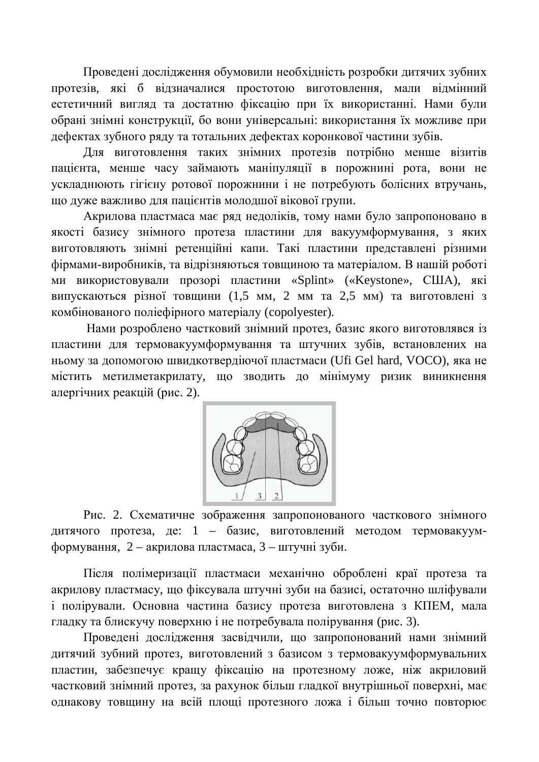Проведені дослідження обумовили необхідність розробки дитячих зубних протезів, які б відзначалися простотою виготовлення, мали відмінний естетичний вигляд та достатню фіксацію при їх використанні. Нами були обрані знімні конструкції, бо вони універсальні: використання їх можливе при дефектах зубного ряду та тотальних дефектах коронкової частини зубів.

Для виготовлення таких знімних протезів потрібно менше візитів пацієнта, менше часу займають маніпуляції в порожнині рота, вони не ускладнюють гігієну ротової порожнини і не потребують болісних втручань, що дуже важливо для пацієнтів молодшої вікової групи.

Акрилова пластмаса має ряд недоліків, тому нами було запропоновано в якості базису знімного протеза пластини для вакуумформування, з яких виготовляють знімні ретенційні капи. Такі пластини представлені різними фірмами-виробників, та відрізняються товщиною та матеріалом. В нашій роботі ми використовували прозорі пластини «Splint» («Keystone», США), які випускаються різної товщини (1,5 мм, 2 мм та 2,5 мм) та виготовлені з комбінованого поліефірного матеріалу (copolyester).

Нами розроблено частковий знімний протез, базис якого виготовлявся із пластини для термовакуумформування та штучних зубів, встановлених на ньому за допомогою швидкотвердіючої пластмаси (Ufi Gel hard, VOCO), яка не містить метилметакрилату, що зводить до мінімуму ризик виникнення алергічних реакцій (рис. 2).

Рис. 2. Схематичне зображення запропонованого часткового знімного дитячого протеза, де: 1 – базис, виготовлений методом термовакуум-формування, 2 – акрилова пластмаса, 3 – штучні зуби.

Після полімеризації пластмаси механічно оброблені краї протеза та акрилову пластмасу, що фіксувала штучні зуби на базисі, остаточно шліфували і полірували. Основна частина базису протеза виготовлена з КПЕМ, мала гладку та блискучу поверхню і не потребувала полірування (рис. 3).

Проведені дослідження засвідчили, що запропонований нами знімний дитячий зубний протез, виготовлений з базисом з термовакуумформувальних пластин, забезпечує кращу фіксацію на протезному ложе, ніж акриловий частковий знімний протез, за рахунок більш гладкої внутрішньої поверхні, має однакову товщину на всій площі протезного ложа і більш точно повторює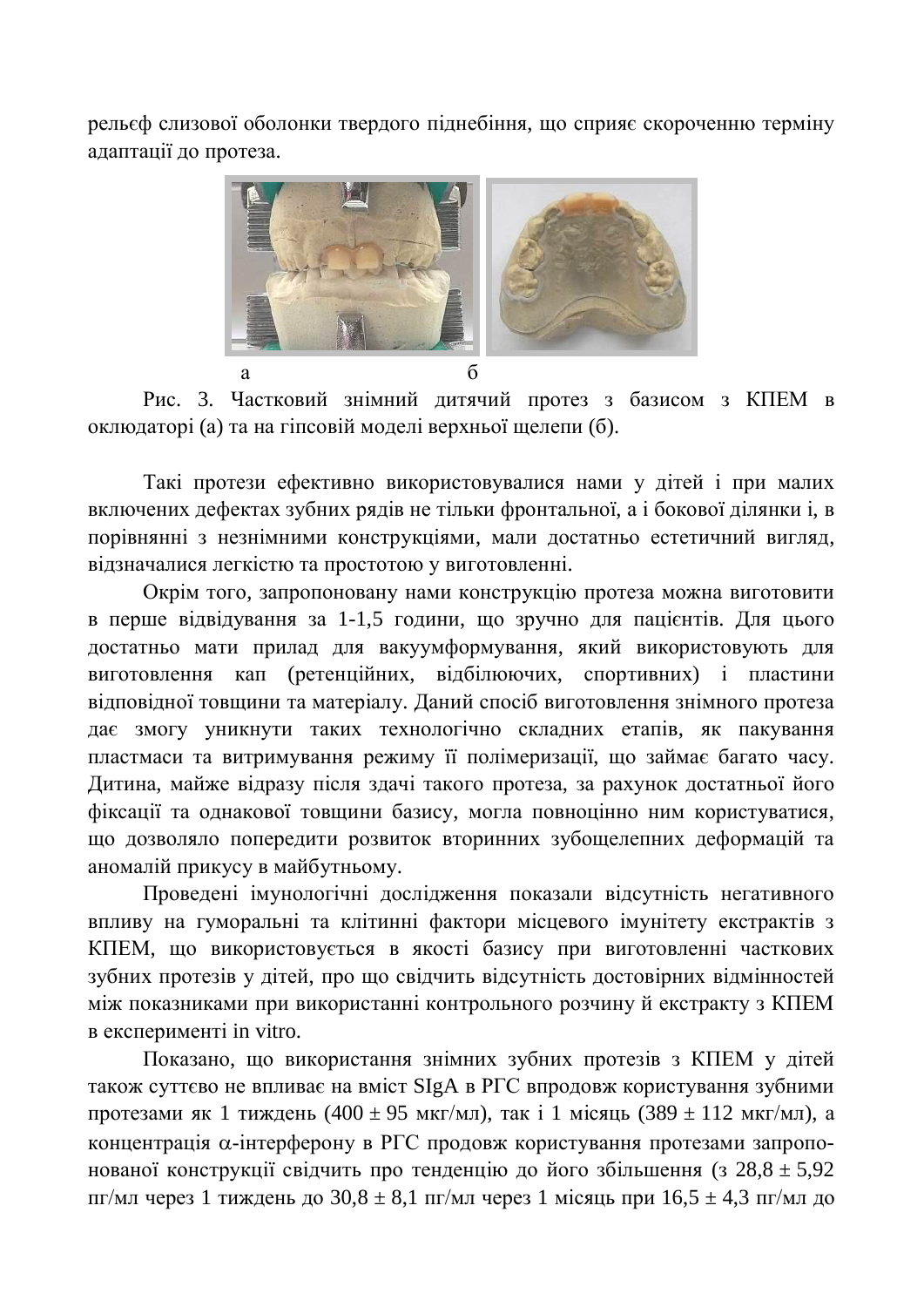рельєф слизової оболонки твердого піднебіння, що сприяє скороченню терміну адаптації до протеза.

а б

Рис. 3. Частковий знімний дитячий протез з базисом з КПЕМ в оклюдаторі (а) та на гіпсовій моделі верхньої щелепи (б).

Такі протези ефективно використовувалися нами у дітей і при малих включених дефектах зубних рядів не тільки фронтальної, а і бокової ділянки і, в порівнянні з незнімними конструкціями, мали достатньо естетичний вигляд, відзначалися легкістю та простотою у виготовленні.

Окрім того, запропоновану нами конструкцію протеза можна виготовити в перше відвідування за 1-1,5 години, що зручно для пацієнтів. Для цього достатньо мати прилад для вакуумформування, який використовують для виготовлення кап (ретенційних, відбілюючих, спортивних) і пластини відповідної товщини та матеріалу. Даний спосіб виготовлення знімного протеза дає змогу уникнути таких технологічно складних етапів, як пакування пластмаси та витримування режиму її полімеризації, що займає багато часу. Дитина, майже відразу після здачі такого протеза, за рахунок достатньої його фіксації та однакової товщини базису, могла повноцінно ним користуватися, що дозволяло попередити розвиток вторинних зубощелепних деформацій та аномалій прикусу в майбутньому.

Проведені імунологічні дослідження показали відсутність негативного впливу на гуморальні та клітинні фактори місцевого імунітету екстрактів з КПЕМ, що використовується в якості базису при виготовленні часткових зубних протезів у дітей, про що свідчить відсутність достовірних відмінностей між показниками при використанні контрольного розчину й екстракту з КПЕМ в експерименті in vitro.

Показано, що використання знімних зубних протезів з КПЕМ у дітей також суттєво не впливає на вміст SIgA в РГС впродовж користування зубними протезами як 1 тиждень (400 ± 95 мкг/мл), так і 1 місяць (389 ± 112 мкг/мл), а концентрація $\alpha$-інтерферону в РГС продовж користування протезами запропонованої конструкції свідчить про тенденцію до його збільшення (з 28,8 ± 5,92 пг/мл через 1 тиждень до 30,8 ± 8,1 пг/мл через 1 місяць при 16,5 ± 4,3 пг/мл до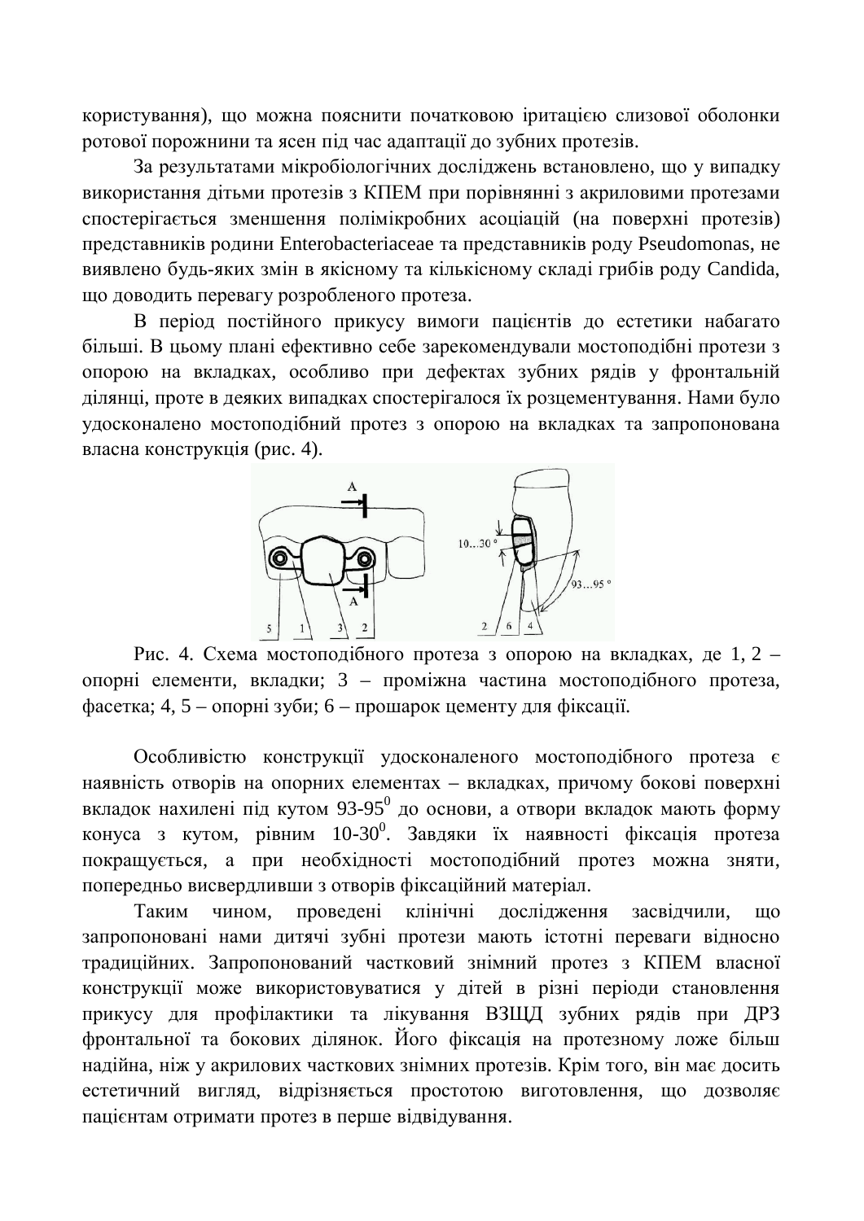користування), що можна пояснити початковою іритацією слизової оболонки ротової порожнини та ясен під час адаптації до зубних протезів.

За результатами мікробіологічних досліджень встановлено, що у випадку використання дітьми протезів з КПЕМ при порівнянні з акриловими протезами спостерігається зменшення полімікробних асоціацій (на поверхні протезів) представників родини Enterobacteriaceae та представників роду Pseudomonas, не виявлено будь-яких змін в якісному та кількісному складі грибів роду Candida, що доводить перевагу розробленого протеза.

В період постійного прикусу вимоги пацієнтів до естетики набагато більші. В цьому плані ефективно себе зарекомендували мостоподібні протези з опорою на вкладках, особливо при дефектах зубних рядів у фронтальній ділянці, проте в деяких випадках спостерігалося їх розцементування. Нами було удосконалено мостоподібний протез з опорою на вкладках та запропонована власна конструкція (рис. 4).

Рис. 4. Схема мостоподібного протеза з опорою на вкладках, де 1, 2 – опорні елементи, вкладки; 3 – проміжна частина мостоподібного протеза, фасетка; 4, 5 – опорні зуби; 6 – прошарок цементу для фіксації.

Особливістю конструкції удосконаленого мостоподібного протеза є наявність отворів на опорних елементах – вкладках, причому бокові поверхні вкладок нахилені під кутом $93\text{-}95^0$ до основи, а отвори вкладок мають форму конуса з кутом, рівним $10\text{-}30^0$. Завдяки їх наявності фіксація протеза покращується, а при необхідності мостоподібний протез можна зняти, попередньо висвердливши з отворів фіксаційний матеріал.

Таким чином, проведені клінічні дослідження засвідчили, що запропоновані нами дитячі зубні протези мають істотні переваги відносно традиційних. Запропонований частковий знімний протез з КПЕМ власної конструкції може використовуватися у дітей в різні періоди становлення прикусу для профілактики та лікування ВЗЩД зубних рядів при ДРЗ фронтальної та бокових ділянок. Його фіксація на протезному ложе більш надійна, ніж у акрилових часткових знімних протезів. Крім того, він має досить естетичний вигляд, відрізняється простотою виготовлення, що дозволяє пацієнтам отримати протез в перше відвідування.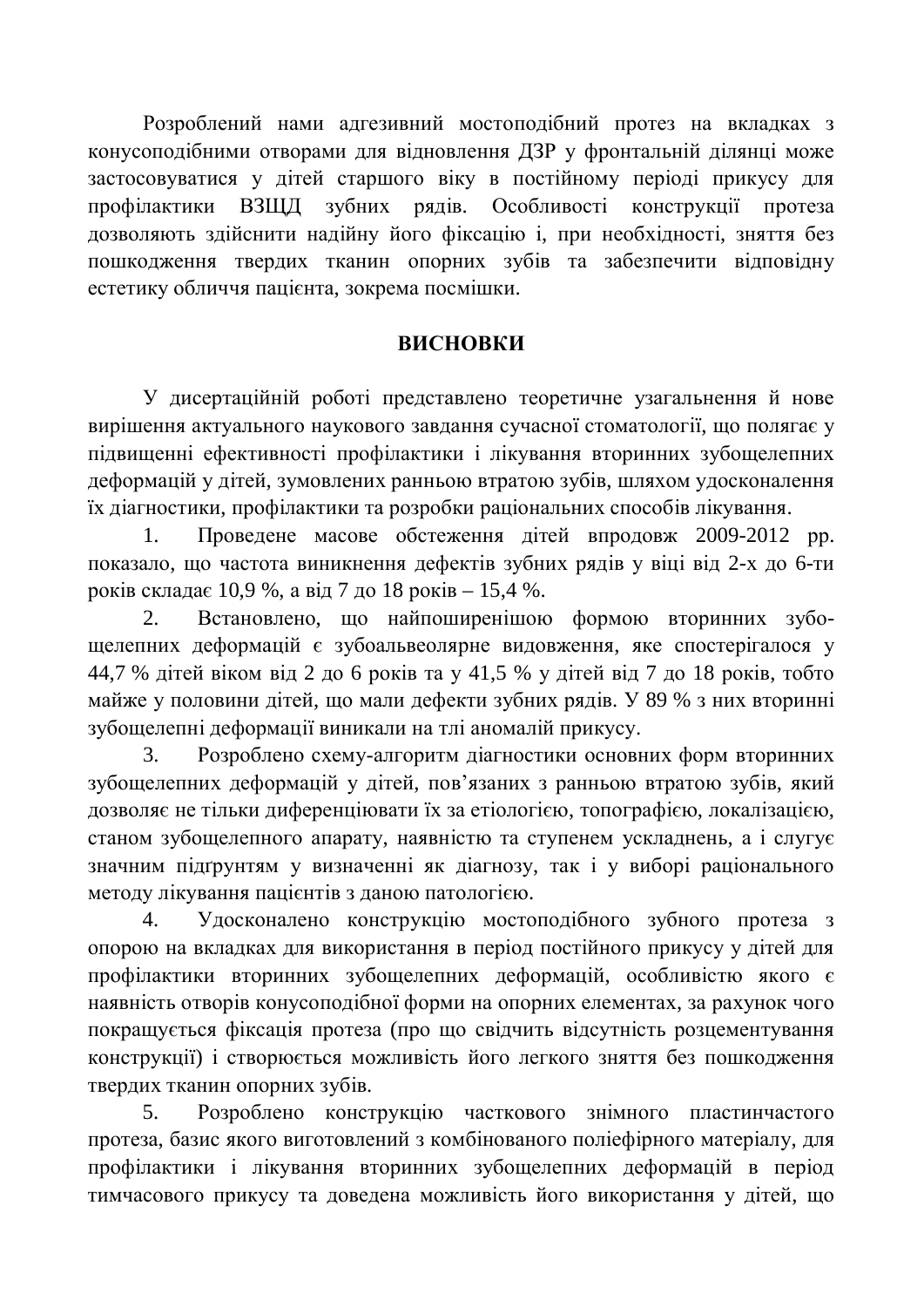Розроблений нами адгезивний мостоподібний протез на вкладках з конусоподібними отворами для відновлення ДЗР у фронтальній ділянці може застосовуватися у дітей старшого віку в постійному періоді прикусу для профілактики ВЗЩД зубних рядів. Особливості конструкції протеза дозволяють здійснити надійну його фіксацію і, при необхідності, зняття без пошкодження твердих тканин опорних зубів та забезпечити відповідну естетику обличчя пацієнта, зокрема посмішки.

## ВИСНОВКИ

У дисертаційній роботі представлено теоретичне узагальнення й нове вирішення актуального наукового завдання сучасної стоматології, що полягає у підвищенні ефективності профілактики і лікування вторинних зубощелепних деформацій у дітей, зумовлених ранньою втратою зубів, шляхом удосконалення їх діагностики, профілактики та розробки раціональних способів лікування.

1. Проведене масове обстеження дітей впродовж 2009-2012 рр. показало, що частота виникнення дефектів зубних рядів у віці від 2-х до 6-ти років складає 10,9 %, а від 7 до 18 років – 15,4 %.

2. Встановлено, що найпоширенішою формою вторинних зубощелепних деформацій є зубоальвеолярне видовження, яке спостерігалося у 44,7 % дітей віком від 2 до 6 років та у 41,5 % у дітей від 7 до 18 років, тобто майже у половини дітей, що мали дефекти зубних рядів. У 89 % з них вторинні зубощелепні деформації виникали на тлі аномалій прикусу.

3. Розроблено схему-алгоритм діагностики основних форм вторинних зубощелепних деформацій у дітей, пов’язаних з ранньою втратою зубів, який дозволяє не тільки диференціювати їх за етіологією, топографією, локалізацією, станом зубощелепного апарату, наявністю та ступенем ускладнень, а і слугує значним підґрунтям у визначенні як діагнозу, так і у виборі раціонального методу лікування пацієнтів з даною патологією.

4. Удосконалено конструкцію мостоподібного зубного протеза з опорою на вкладках для використання в період постійного прикусу у дітей для профілактики вторинних зубощелепних деформацій, особливістю якого є наявність отворів конусоподібної форми на опорних елементах, за рахунок чого покращується фіксація протеза (про що свідчить відсутність розцементування конструкції) і створюється можливість його легкого зняття без пошкодження твердих тканин опорних зубів.

5. Розроблено конструкцію часткового знімного пластинчастого протеза, базис якого виготовлений з комбінованого поліефірного матеріалу, для профілактики і лікування вторинних зубощелепних деформацій в період тимчасового прикусу та доведена можливість його використання у дітей, що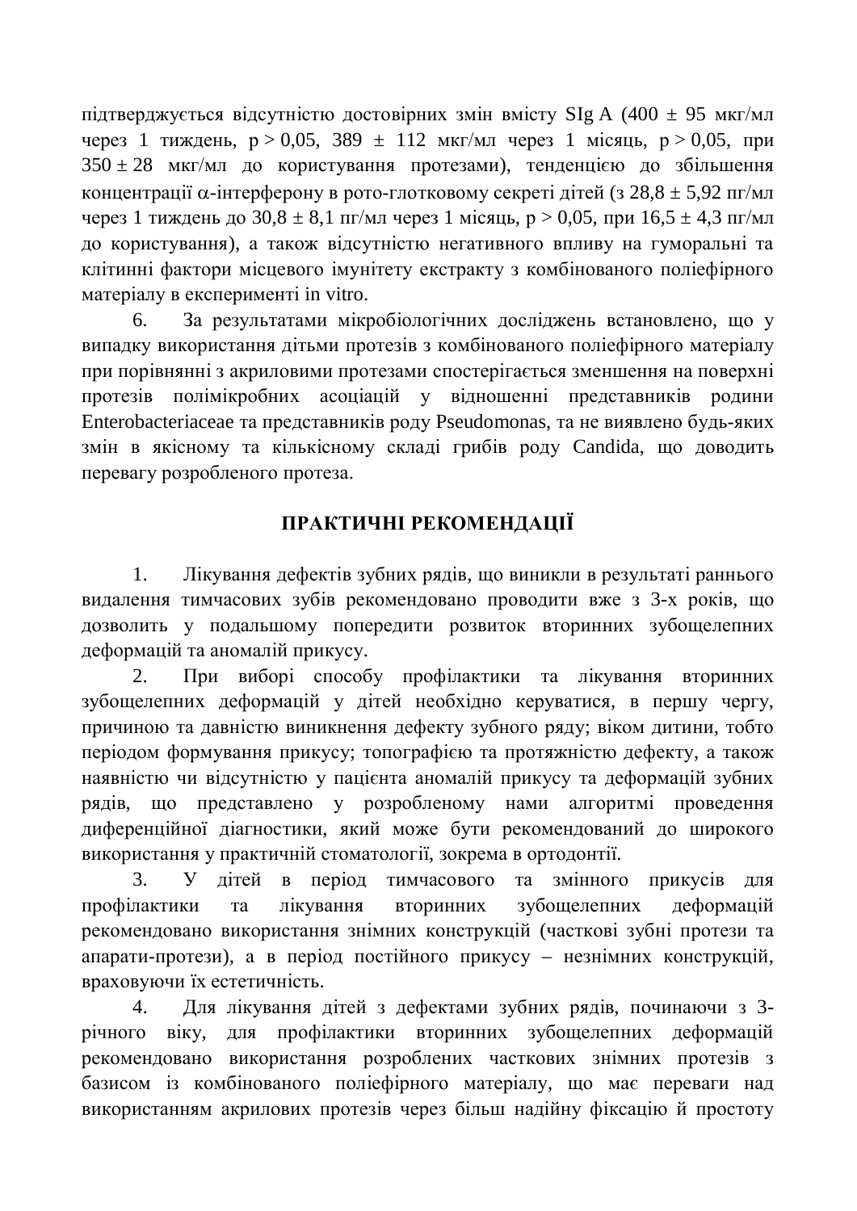підтверджується відсутністю достовірних змін вмісту SIg A (400 ± 95 мкг/мл через 1 тиждень, $p > 0,05$, 389 ± 112 мкг/мл через 1 місяць, $p > 0,05$, при 350 ± 28 мкг/мл до користування протезами), тенденцією до збільшення концентрації $\alpha$-інтерферону в рото-глотковому секреті дітей (з 28,8 ± 5,92 пг/мл через 1 тиждень до 30,8 ± 8,1 пг/мл через 1 місяць, $p > 0,05$, при 16,5 ± 4,3 пг/мл до користування), а також відсутністю негативного впливу на гуморальні та клітинні фактори місцевого імунітету екстракту з комбінованого поліефірного матеріалу в експерименті in vitro.

6. За результатами мікробіологічних досліджень встановлено, що у випадку використання дітьми протезів з комбінованого поліефірного матеріалу при порівнянні з акриловими протезами спостерігається зменшення на поверхні протезів полімікробних асоціацій у відношенні представників родини Enterobacteriaceae та представників роду Pseudomonas, та не виявлено будь-яких змін в якісному та кількісному складі грибів роду Candida, що доводить перевагу розробленого протеза.

## ПРАКТИЧНІ РЕКОМЕНДАЦІЇ

1. Лікування дефектів зубних рядів, що виникли в результаті раннього видалення тимчасових зубів рекомендовано проводити вже з 3-х років, що дозволить у подальшому попередити розвиток вторинних зубощелепних деформацій та аномалій прикусу.

2. При виборі способу профілактики та лікування вторинних зубощелепних деформацій у дітей необхідно керуватися, в першу чергу, причиною та давністю виникнення дефекту зубного ряду; віком дитини, тобто періодом формування прикусу; топографією та протяжністю дефекту, а також наявністю чи відсутністю у пацієнта аномалій прикусу та деформацій зубних рядів, що представлено у розробленому нами алгоритмі проведення диференційної діагностики, який може бути рекомендований до широкого використання у практичній стоматології, зокрема в ортодонтії.

3. У дітей в період тимчасового та змінного прикусів для профілактики та лікування вторинних зубощелепних деформацій рекомендовано використання знімних конструкцій (часткові зубні протези та апарати-протези), а в період постійного прикусу – незнімних конструкцій, враховуючи їх естетичність.

4. Для лікування дітей з дефектами зубних рядів, починаючи з 3-річного віку, для профілактики вторинних зубощелепних деформацій рекомендовано використання розроблених часткових знімних протезів з базисом із комбінованого поліефірного матеріалу, що має переваги над використанням акрилових протезів через більш надійну фіксацію й простоту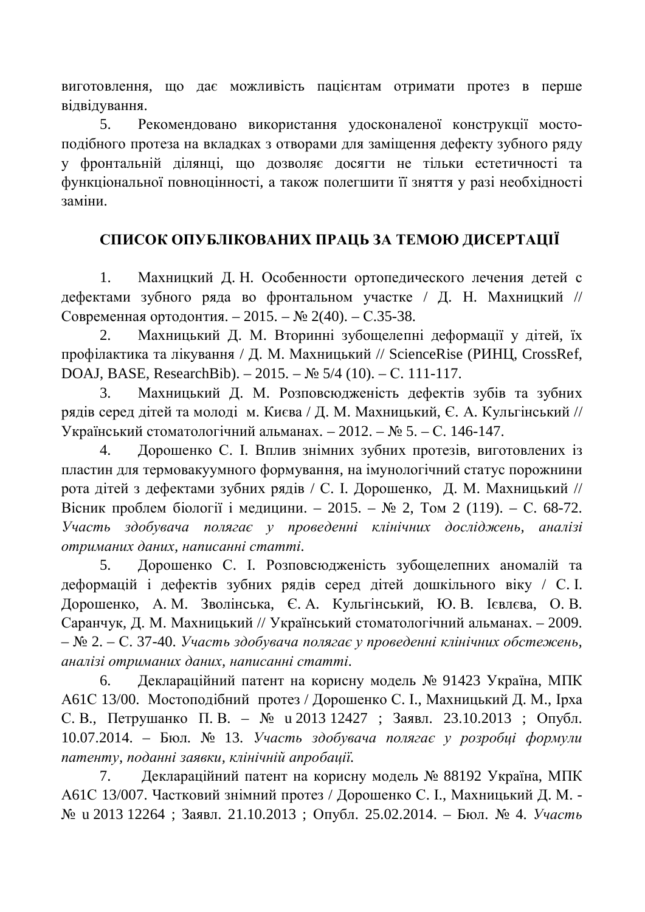виготовлення, що дає можливість пацієнтам отримати протез в перше відвідування.

5. Рекомендовано використання удосконаленої конструкції мостоподібного протеза на вкладках з отворами для заміщення дефекту зубного ряду у фронтальній ділянці, що дозволяє досягти не тільки естетичності та функціональної повноцінності, а також полегшити її зняття у разі необхідності заміни.

## СПИСОК ОПУБЛІКОВАНИХ ПРАЦЬ ЗА ТЕМОЮ ДИСЕРТАЦІЇ

1. Махницкий Д. Н. Особенности ортопедического лечения детей с дефектами зубного ряда во фронтальном участке / Д. Н. Махницкий // Современная ортодонтия. – 2015. – № 2(40). – С.35-38.

2. Махницький Д. М. Вторинні зубощелепні деформації у дітей, їх профілактика та лікування / Д. М. Махницький // ScienceRise (РИНЦ, CrossRef, DOAJ, BASE, ResearchBib). – 2015. – № 5/4 (10). – С. 111-117.

3. Махницький Д. М. Розповсюдженість дефектів зубів та зубних рядів серед дітей та молоді м. Києва / Д. М. Махницький, Є. А. Кульгінський // Український стоматологічний альманах. – 2012. – № 5. – С. 146-147.

4. Дорошенко С. І. Вплив знімних зубних протезів, виготовлених із пластин для термовакуумного формування, на імунологічний статус порожнини рота дітей з дефектами зубних рядів / С. І. Дорошенко, Д. М. Махницький // Вісник проблем біології і медицини. – 2015. – № 2, Том 2 (119). – С. 68-72. *Участь здобувача полягає у проведенні клінічних досліджень, аналізі отриманих даних, написанні статті.*

5. Дорошенко С. І. Розповсюдженість зубощелепних аномалій та деформацій і дефектів зубних рядів серед дітей дошкільного віку / С. І. Дорошенко, А. М. Зволінська, Є. А. Кульгінський, Ю. В. Ієвлєва, О. В. Саранчук, Д. М. Махницький // Український стоматологічний альманах. – 2009. – № 2. – С. 37-40. *Участь здобувача полягає у проведенні клінічних обстежень, аналізі отриманих даних, написанні статті.*

6. Деклараційний патент на корисну модель № 91423 Україна, МПК А61С 13/00. Мостоподібний протез / Дорошенко С. І., Махницький Д. М., Ірха С. В., Петрушанко П. В. – № u 2013 12427 ; Заявл. 23.10.2013 ; Опубл. 10.07.2014. – Бюл. № 13. *Участь здобувача полягає у розробці формули патенту, поданні заявки, клінічній апробації.*

7. Деклараційний патент на корисну модель № 88192 Україна, МПК А61С 13/007. Частковий знімний протез / Дорошенко С. І., Махницький Д. М. - № u 2013 12264 ; Заявл. 21.10.2013 ; Опубл. 25.02.2014. – Бюл. № 4. *Участь*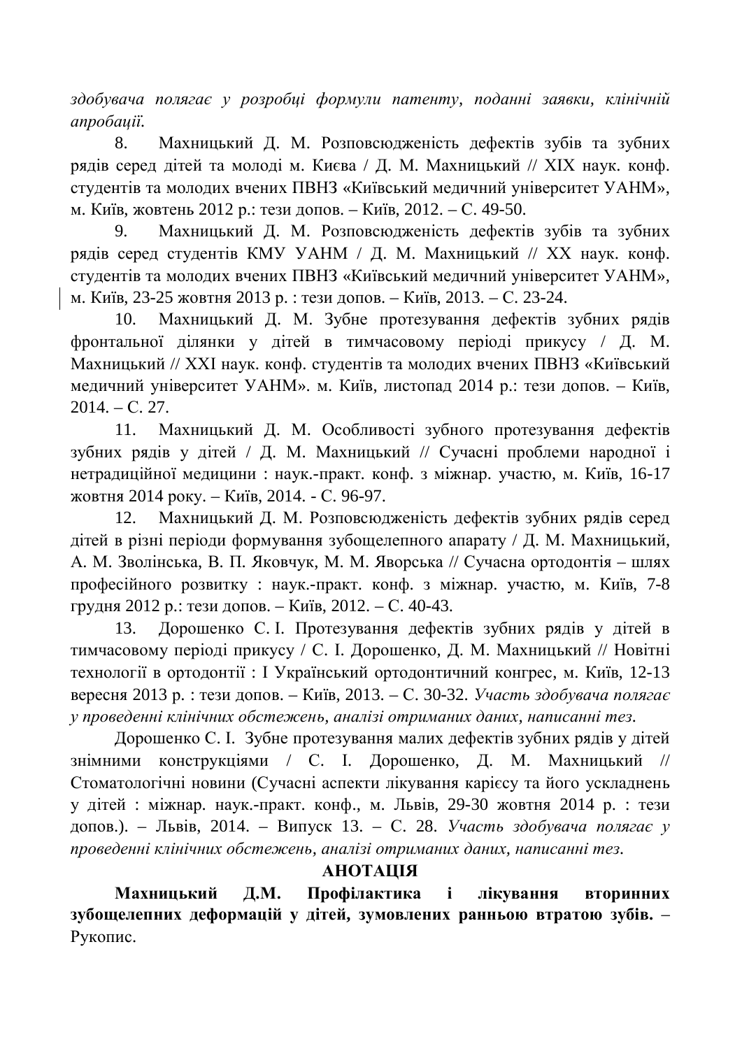*здобувача полягає у розробці формули патенту, поданні заявки, клінічній апробації.*

8. Махницький Д. М. Розповсюдженість дефектів зубів та зубних рядів серед дітей та молоді м. Києва / Д. М. Махницький // XIX наук. конф. студентів та молодих вчених ПВНЗ «Київський медичний університет УАНМ», м. Київ, жовтень 2012 р.: тези допов. – Київ, 2012. – С. 49-50.

9. Махницький Д. М. Розповсюдженість дефектів зубів та зубних рядів серед студентів КМУ УАНМ / Д. М. Махницький // XX наук. конф. студентів та молодих вчених ПВНЗ «Київський медичний університет УАНМ», м. Київ, 23-25 жовтня 2013 р. : тези допов. – Київ, 2013. – С. 23-24.

10. Махницький Д. М. Зубне протезування дефектів зубних рядів фронтальної ділянки у дітей в тимчасовому періоді прикусу / Д. М. Махницький // XXI наук. конф. студентів та молодих вчених ПВНЗ «Київський медичний університет УАНМ». м. Київ, листопад 2014 р.: тези допов. – Київ, 2014. – С. 27.

11. Махницький Д. М. Особливості зубного протезування дефектів зубних рядів у дітей / Д. М. Махницький // Сучасні проблеми народної і нетрадиційної медицини : наук.-практ. конф. з міжнар. участю, м. Київ, 16-17 жовтня 2014 року. – Київ, 2014. - С. 96-97.

12. Махницький Д. М. Розповсюдженість дефектів зубних рядів серед дітей в різні періоди формування зубощелепного апарату / Д. М. Махницький, А. М. Зволінська, В. П. Яковчук, М. М. Яворська // Сучасна ортодонтія – шлях професійного розвитку : наук.-практ. конф. з міжнар. участю, м. Київ, 7-8 грудня 2012 р.: тези допов. – Київ, 2012. – С. 40-43.

13. Дорошенко С. І. Протезування дефектів зубних рядів у дітей в тимчасовому періоді прикусу / С. І. Дорошенко, Д. М. Махницький // Новітні технології в ортодонтії : I Український ортодонтичний конгрес, м. Київ, 12-13 вересня 2013 р. : тези допов. – Київ, 2013. – С. 30-32. *Участь здобувача полягає у проведенні клінічних обстежень, аналізі отриманих даних, написанні тез.*

Дорошенко С. І. Зубне протезування малих дефектів зубних рядів у дітей знімними конструкціями / С. І. Дорошенко, Д. М. Махницький // Стоматологічні новини (Сучасні аспекти лікування карієсу та його ускладнень у дітей : міжнар. наук.-практ. конф., м. Львів, 29-30 жовтня 2014 р. : тези допов.). – Львів, 2014. – Випуск 13. – С. 28. *Участь здобувача полягає у проведенні клінічних обстежень, аналізі отриманих даних, написанні тез.*

## АНОТАЦІЯ

**Махницький Д.М. Профілактика і лікування вторинних зубощелепних деформацій у дітей, зумовлених ранньою втратою зубів.** – Рукопис.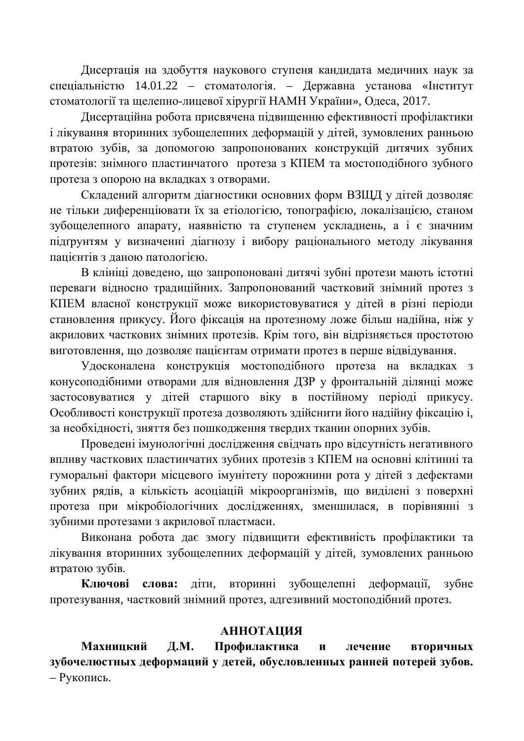Дисертація на здобуття наукового ступеня кандидата медичних наук за спеціальністю 14.01.22 – стоматологія. – Державна установа «Інститут стоматології та щелепно-лицевої хірургії НАМН України», Одеса, 2017.

Дисертаційна робота присвячена підвищенню ефективності профілактики і лікування вторинних зубощелепних деформацій у дітей, зумовлених ранньою втратою зубів, за допомогою запропонованих конструкцій дитячих зубних протезів: знімного пластинчатого протеза з КПЕМ та мостоподібного зубного протеза з опорою на вкладках з отворами.

Складений алгоритм діагностики основних форм ВЗЩД у дітей дозволяє не тільки диференціювати їх за етіологією, топографією, локалізацією, станом зубощелепного апарату, наявністю та ступенем ускладнень, а і є значним підґрунтям у визначенні діагнозу і вибору раціонального методу лікування пацієнтів з даною патологією.

В клініці доведено, що запропоновані дитячі зубні протези мають істотні переваги відносно традиційних. Запропонований частковий знімний протез з КПЕМ власної конструкції може використовуватися у дітей в різні періоди становлення прикусу. Його фіксація на протезному ложе більш надійна, ніж у акрилових часткових знімних протезів. Крім того, він відрізняється простотою виготовлення, що дозволяє пацієнтам отримати протез в перше відвідування.

Удосконалена конструкція мостоподібного протеза на вкладках з конусоподібними отворами для відновлення ДЗР у фронтальній ділянці може застосовуватися у дітей старшого віку в постійному періоді прикусу. Особливості конструкції протеза дозволяють здійснити його надійну фіксацію і, за необхідності, зняття без пошкодження твердих тканин опорних зубів.

Проведені імунологічні дослідження свідчать про відсутність негативного впливу часткових пластинчатих зубних протезів з КПЕМ на основні клітинні та гуморальні фактори місцевого імунітету порожнини рота у дітей з дефектами зубних рядів, а кількість асоціацій мікроорганізмів, що виділені з поверхні протеза при мікробіологічних дослідженнях, зменшилася, в порівнянні з зубними протезами з акрилової пластмаси.

Виконана робота дає змогу підвищити ефективність профілактики та лікування вторинних зубощелепних деформацій у дітей, зумовлених ранньою втратою зубів.

**Ключові слова:** діти, вторинні зубощелепні деформації, зубне протезування, частковий знімний протез, адгезивний мостоподібний протез.

## АННОТАЦИЯ

**Махницкий Д.М. Профилактика и лечение вторичных зубочелюстных деформаций у детей, обусловленных ранней потерей зубов.** – Рукопись.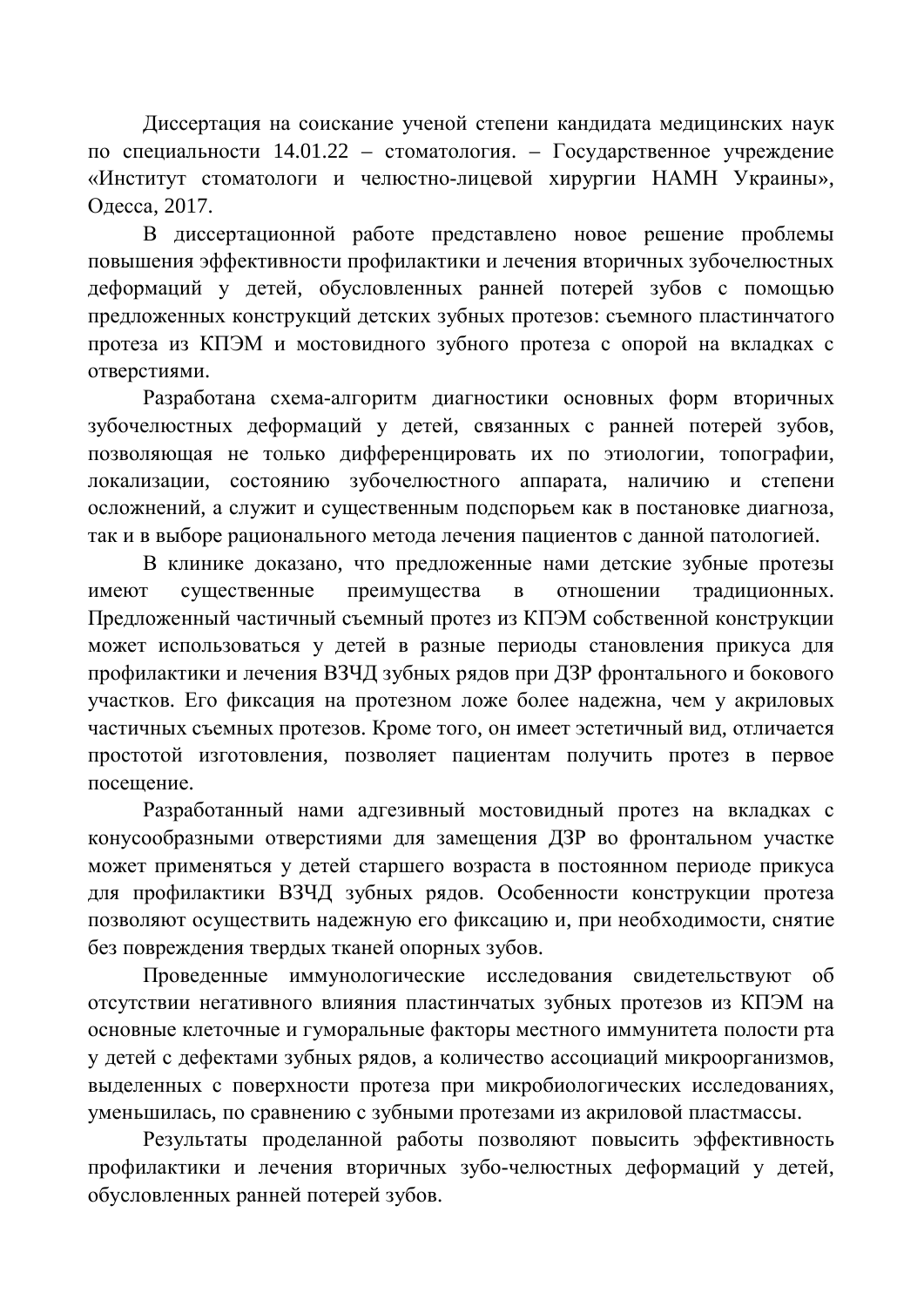Диссертация на соискание ученой степени кандидата медицинских наук по специальности 14.01.22 – стоматология. – Государственное учреждение «Институт стоматологи и челюстно-лицевой хирургии НАМН Украины», Одесса, 2017.

В диссертационной работе представлено новое решение проблемы повышения эффективности профилактики и лечения вторичных зубочелюстных деформаций у детей, обусловленных ранней потерей зубов с помощью предложенных конструкций детских зубных протезов: съемного пластинчатого протеза из КПЭМ и мостовидного зубного протеза с опорой на вкладках с отверстиями.

Разработана схема-алгоритм диагностики основных форм вторичных зубочелюстных деформаций у детей, связанных с ранней потерей зубов, позволяющая не только дифференцировать их по этиологии, топографии, локализации, состоянию зубочелюстного аппарата, наличию и степени осложнений, а служит и существенным подспорьем как в постановке диагноза, так и в выборе рационального метода лечения пациентов с данной патологией.

В клинике доказано, что предложенные нами детские зубные протезы имеют существенные преимущества в отношении традиционных. Предложенный частичный съемный протез из КПЭМ собственной конструкции может использоваться у детей в разные периоды становления прикуса для профилактики и лечения ВЗЧД зубных рядов при ДЗР фронтального и бокового участков. Его фиксация на протезном ложе более надежна, чем у акриловых частичных съемных протезов. Кроме того, он имеет эстетичный вид, отличается простотой изготовления, позволяет пациентам получить протез в первое посещение.

Разработанный нами адгезивный мостовидный протез на вкладках с конусообразными отверстиями для замещения ДЗР во фронтальном участке может применяться у детей старшего возраста в постоянном периоде прикуса для профилактики ВЗЧД зубных рядов. Особенности конструкции протеза позволяют осуществить надежную его фиксацию и, при необходимости, снятие без повреждения твердых тканей опорных зубов.

Проведенные иммунологические исследования свидетельствуют об отсутствии негативного влияния пластинчатых зубных протезов из КПЭМ на основные клеточные и гуморальные факторы местного иммунитета полости рта у детей с дефектами зубных рядов, а количество ассоциаций микроорганизмов, выделенных с поверхности протеза при микробиологических исследованиях, уменьшилась, по сравнению с зубными протезами из акриловой пластмассы.

Результаты проделанной работы позволяют повысить эффективность профилактики и лечения вторичных зубо-челюстных деформаций у детей, обусловленных ранней потерей зубов.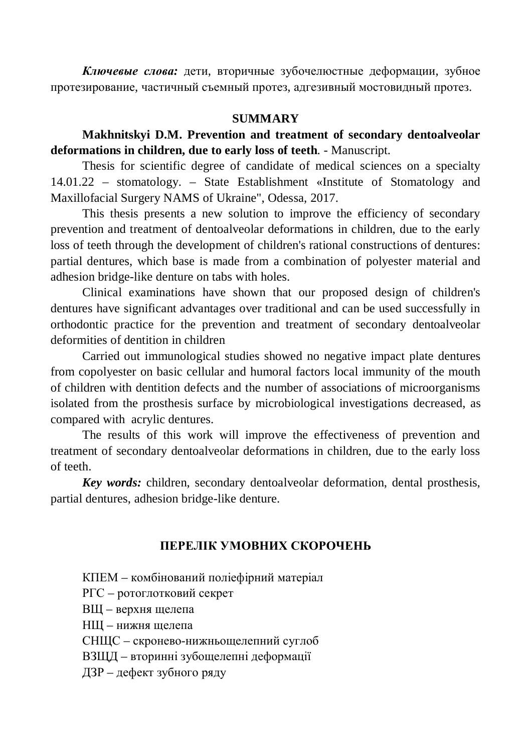***Ключевые слова:*** дети, вторичные зубочелюстные деформации, зубное протезирование, частичный съемный протез, адгезивный мостовидный протез.

## SUMMARY

**Makhnitskyi D.M. Prevention and treatment of secondary dentoalveolar deformations in children, due to early loss of teeth**. - Manuscript.

Thesis for scientific degree of candidate of medical sciences on a specialty 14.01.22 – stomatology. – State Establishment «Institute of Stomatology and Maxillofacial Surgery NAMS of Ukraine", Odessa, 2017.

This thesis presents a new solution to improve the efficiency of secondary prevention and treatment of dentoalveolar deformations in children, due to the early loss of teeth through the development of children's rational constructions of dentures: partial dentures, which base is made from a combination of polyester material and adhesion bridge-like denture on tabs with holes.

Clinical examinations have shown that our proposed design of children's dentures have significant advantages over traditional and can be used successfully in orthodontic practice for the prevention and treatment of secondary dentoalveolar deformities of dentition in children

Carried out immunological studies showed no negative impact plate dentures from copolyester on basic cellular and humoral factors local immunity of the mouth of children with dentition defects and the number of associations of microorganisms isolated from the prosthesis surface by microbiological investigations decreased, as compared with acrylic dentures.

The results of this work will improve the effectiveness of prevention and treatment of secondary dentoalveolar deformations in children, due to the early loss of teeth.

***Key words:*** children, secondary dentoalveolar deformation, dental prosthesis, partial dentures, adhesion bridge-like denture.

## ПЕРЕЛІК УМОВНИХ СКОРОЧЕНЬ

КПЕМ – комбінований поліефірний матеріал
РГС – ротоглотковий секрет
ВЩ – верхня щелепа
НЩ – нижня щелепа
СНЩС – скронево-нижньощелепний суглоб
ВЗЩД – вторинні зубощелепні деформації
ДЗР – дефект зубного ряду